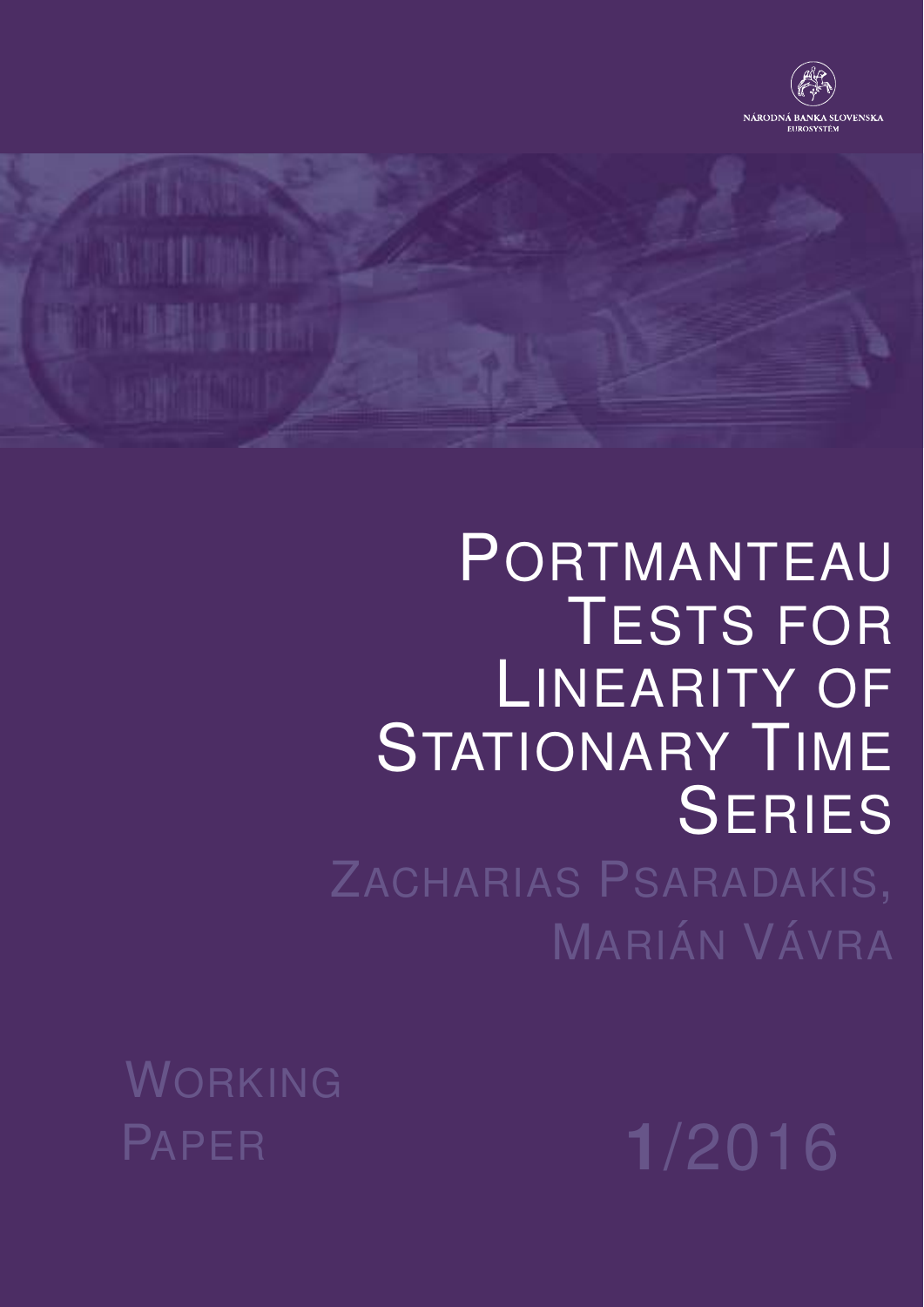NÁRODNÁ BANKA SLOVENSKA
EUROSYSTÉM

# Portmanteau Tests for Linearity of Stationary Time Series

Zacharias Psaradakis, Marián Vávra

Working Paper 1/2016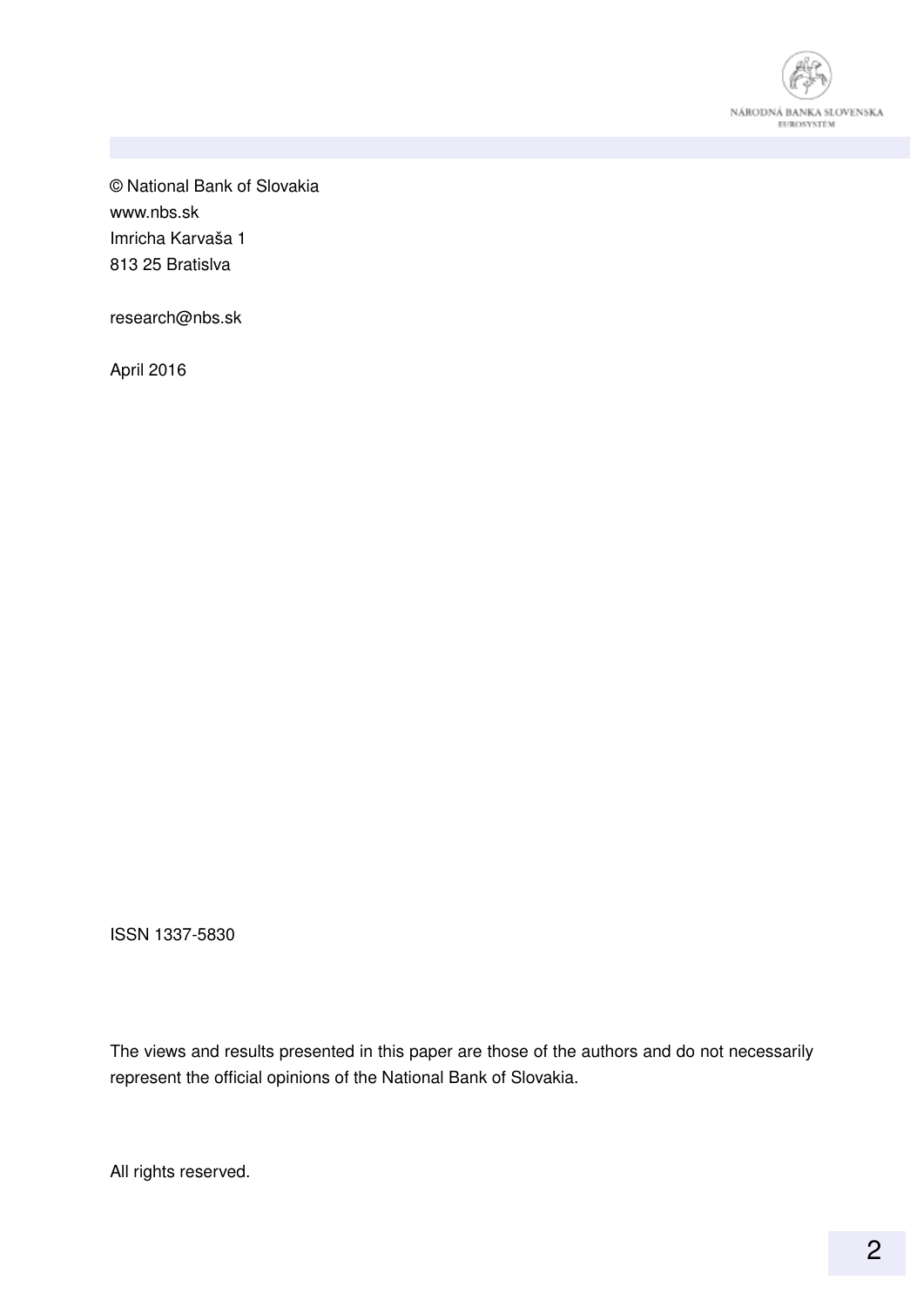© National Bank of Slovakia
www.nbs.sk
Imricha Karvaša 1
813 25 Bratislva

research@nbs.sk

April 2016

ISSN 1337-5830

The views and results presented in this paper are those of the authors and do not necessarily represent the official opinions of the National Bank of Slovakia.

All rights reserved.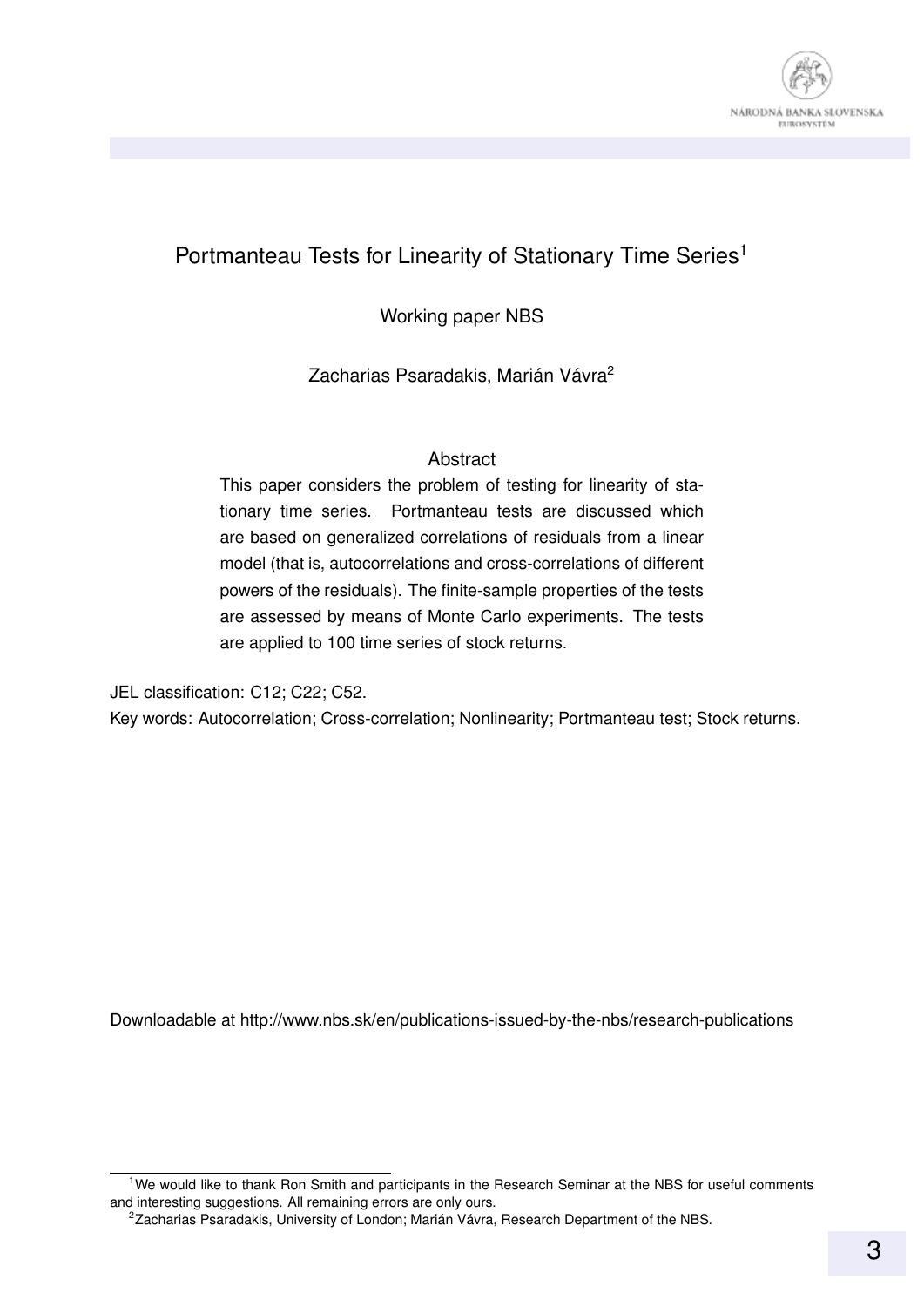# Portmanteau Tests for Linearity of Stationary Time Series[1]

Working paper NBS

Zacharias Psaradakis, Marián Vávra[2]

## Abstract

This paper considers the problem of testing for linearity of stationary time series. Portmanteau tests are discussed which are based on generalized correlations of residuals from a linear model (that is, autocorrelations and cross-correlations of different powers of the residuals). The finite-sample properties of the tests are assessed by means of Monte Carlo experiments. The tests are applied to 100 time series of stock returns.

JEL classification: C12; C22; C52.

Key words: Autocorrelation; Cross-correlation; Nonlinearity; Portmanteau test; Stock returns.

Downloadable at http://www.nbs.sk/en/publications-issued-by-the-nbs/research-publications

---

[1] We would like to thank Ron Smith and participants in the Research Seminar at the NBS for useful comments and interesting suggestions. All remaining errors are only ours.

[2] Zacharias Psaradakis, University of London; Marián Vávra, Research Department of the NBS.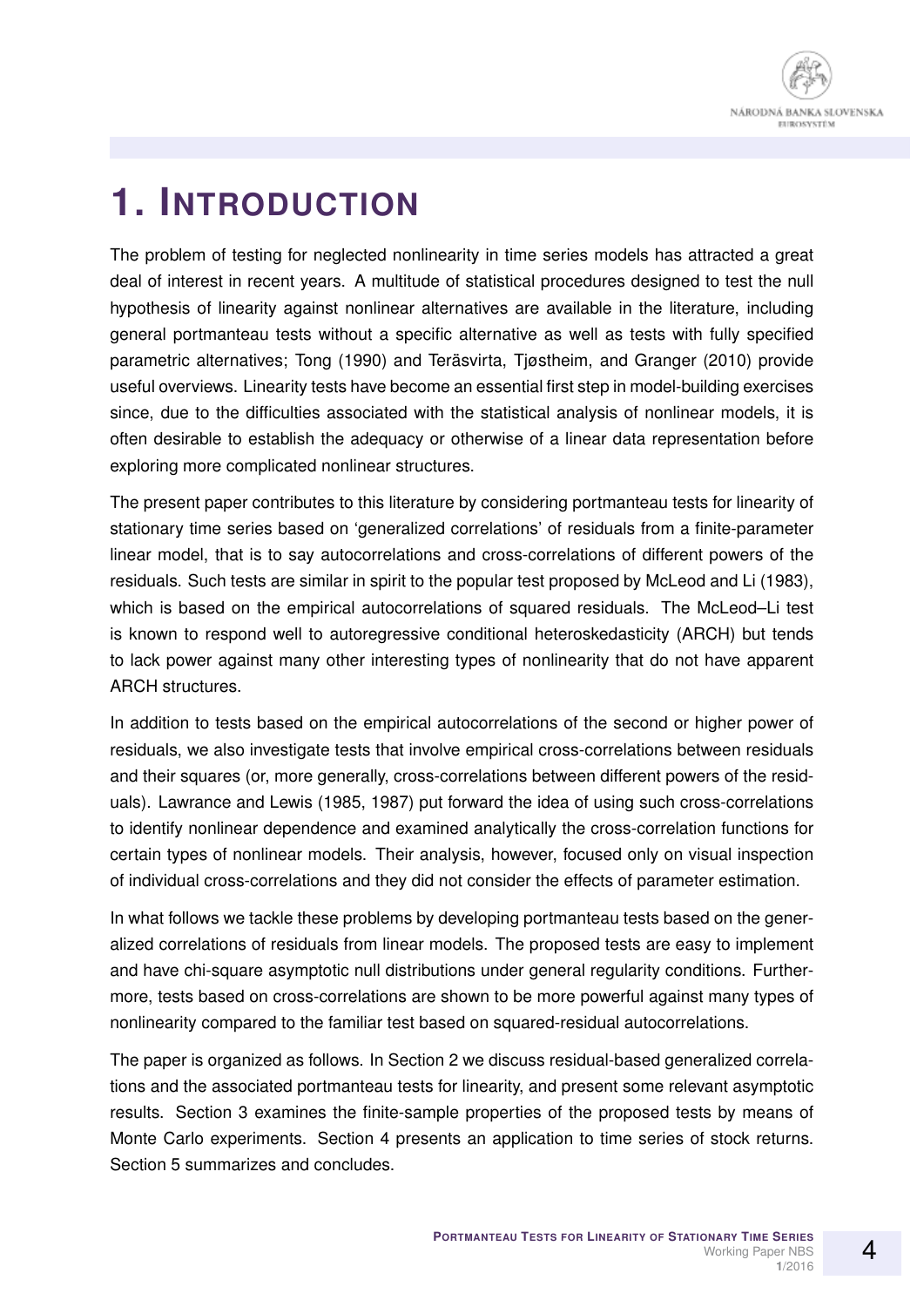# 1. INTRODUCTION

The problem of testing for neglected nonlinearity in time series models has attracted a great deal of interest in recent years. A multitude of statistical procedures designed to test the null hypothesis of linearity against nonlinear alternatives are available in the literature, including general portmanteau tests without a specific alternative as well as tests with fully specified parametric alternatives; Tong (1990) and Teräsvirta, Tjøstheim, and Granger (2010) provide useful overviews. Linearity tests have become an essential first step in model-building exercises since, due to the difficulties associated with the statistical analysis of nonlinear models, it is often desirable to establish the adequacy or otherwise of a linear data representation before exploring more complicated nonlinear structures.

The present paper contributes to this literature by considering portmanteau tests for linearity of stationary time series based on 'generalized correlations' of residuals from a finite-parameter linear model, that is to say autocorrelations and cross-correlations of different powers of the residuals. Such tests are similar in spirit to the popular test proposed by McLeod and Li (1983), which is based on the empirical autocorrelations of squared residuals. The McLeod–Li test is known to respond well to autoregressive conditional heteroskedasticity (ARCH) but tends to lack power against many other interesting types of nonlinearity that do not have apparent ARCH structures.

In addition to tests based on the empirical autocorrelations of the second or higher power of residuals, we also investigate tests that involve empirical cross-correlations between residuals and their squares (or, more generally, cross-correlations between different powers of the residuals). Lawrance and Lewis (1985, 1987) put forward the idea of using such cross-correlations to identify nonlinear dependence and examined analytically the cross-correlation functions for certain types of nonlinear models. Their analysis, however, focused only on visual inspection of individual cross-correlations and they did not consider the effects of parameter estimation.

In what follows we tackle these problems by developing portmanteau tests based on the generalized correlations of residuals from linear models. The proposed tests are easy to implement and have chi-square asymptotic null distributions under general regularity conditions. Furthermore, tests based on cross-correlations are shown to be more powerful against many types of nonlinearity compared to the familiar test based on squared-residual autocorrelations.

The paper is organized as follows. In Section 2 we discuss residual-based generalized correlations and the associated portmanteau tests for linearity, and present some relevant asymptotic results. Section 3 examines the finite-sample properties of the proposed tests by means of Monte Carlo experiments. Section 4 presents an application to time series of stock returns. Section 5 summarizes and concludes.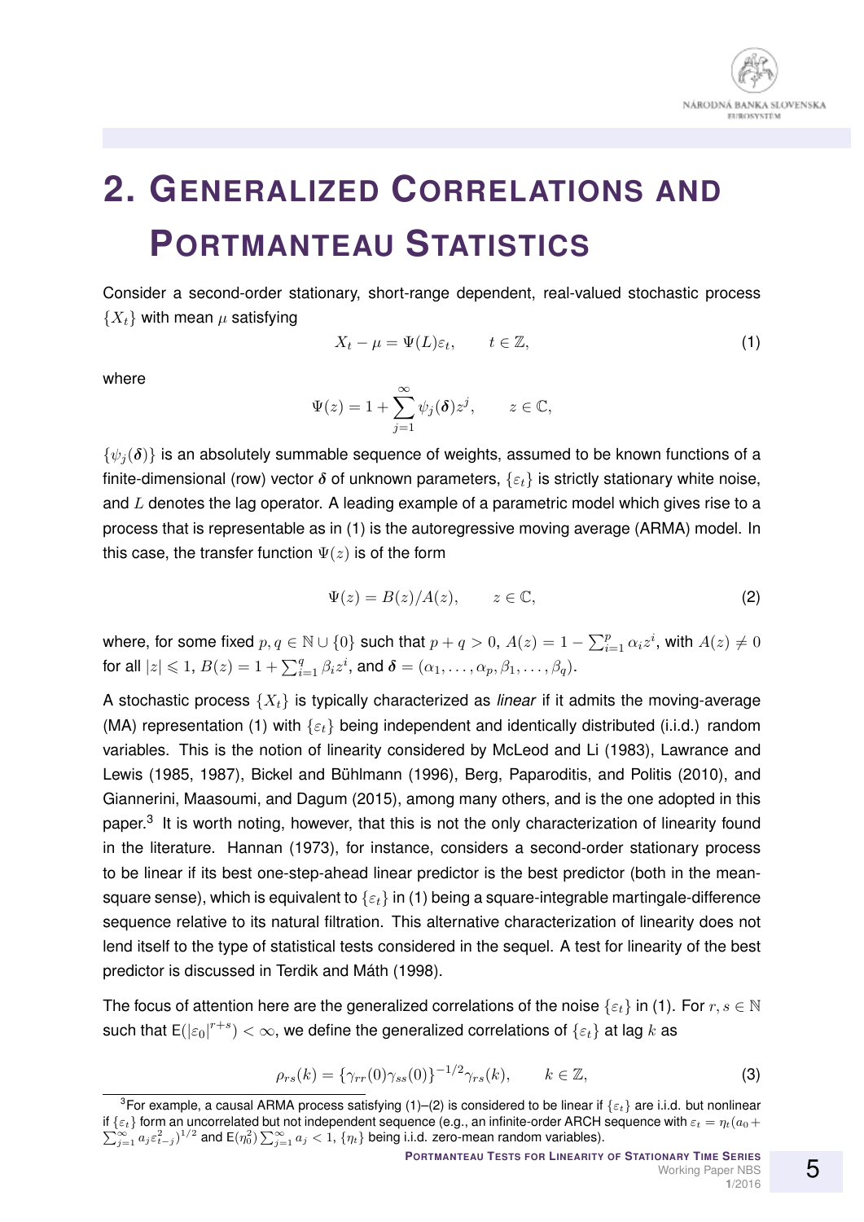# 2. Generalized Correlations and Portmanteau Statistics

Consider a second-order stationary, short-range dependent, real-valued stochastic process $\{X_t\}$ with mean $\mu$ satisfying

$$X_t - \mu = \Psi(L)\varepsilon_t, \qquad t \in \mathbb{Z}, \tag{1}$$

where

$$\Psi(z) = 1 + \sum_{j=1}^{\infty} \psi_j(\boldsymbol{\delta}) z^j, \qquad z \in \mathbb{C},$$

$\{\psi_j(\boldsymbol{\delta})\}$ is an absolutely summable sequence of weights, assumed to be known functions of a finite-dimensional (row) vector $\boldsymbol{\delta}$ of unknown parameters, $\{\varepsilon_t\}$ is strictly stationary white noise, and $L$ denotes the lag operator. A leading example of a parametric model which gives rise to a process that is representable as in (1) is the autoregressive moving average (ARMA) model. In this case, the transfer function $\Psi(z)$ is of the form

$$\Psi(z) = B(z)/A(z), \qquad z \in \mathbb{C}, \tag{2}$$

where, for some fixed $p, q \in \mathbb{N} \cup \{0\}$ such that $p + q > 0$, $A(z) = 1 - \sum_{i=1}^{p} \alpha_i z^i$, with $A(z) \neq 0$ for all $|z| \leqslant 1$, $B(z) = 1 + \sum_{i=1}^{q} \beta_i z^i$, and $\boldsymbol{\delta} = (\alpha_1, \ldots, \alpha_p, \beta_1, \ldots, \beta_q)$.

A stochastic process $\{X_t\}$ is typically characterized as *linear* if it admits the moving-average (MA) representation (1) with $\{\varepsilon_t\}$ being independent and identically distributed (i.i.d.) random variables. This is the notion of linearity considered by McLeod and Li (1983), Lawrance and Lewis (1985, 1987), Bickel and Bühlmann (1996), Berg, Paparoditis, and Politis (2010), and Giannerini, Maasoumi, and Dagum (2015), among many others, and is the one adopted in this paper.[3] It is worth noting, however, that this is not the only characterization of linearity found in the literature. Hannan (1973), for instance, considers a second-order stationary process to be linear if its best one-step-ahead linear predictor is the best predictor (both in the mean-square sense), which is equivalent to $\{\varepsilon_t\}$ in (1) being a square-integrable martingale-difference sequence relative to its natural filtration. This alternative characterization of linearity does not lend itself to the type of statistical tests considered in the sequel. A test for linearity of the best predictor is discussed in Terdik and Máth (1998).

The focus of attention here are the generalized correlations of the noise $\{\varepsilon_t\}$ in (1). For $r, s \in \mathbb{N}$ such that $\mathsf{E}(|\varepsilon_0|^{r+s}) < \infty$, we define the generalized correlations of $\{\varepsilon_t\}$ at lag $k$ as

$$\rho_{rs}(k) = \{\gamma_{rr}(0)\gamma_{ss}(0)\}^{-1/2}\gamma_{rs}(k), \qquad k \in \mathbb{Z}, \tag{3}$$

[3] For example, a causal ARMA process satisfying (1)–(2) is considered to be linear if $\{\varepsilon_t\}$ are i.i.d. but nonlinear if $\{\varepsilon_t\}$ form an uncorrelated but not independent sequence (e.g., an infinite-order ARCH sequence with $\varepsilon_t = \eta_t(a_0 + \sum_{j=1}^{\infty} a_j \varepsilon_{t-j}^2)^{1/2}$ and $\mathsf{E}(\eta_0^2)\sum_{j=1}^{\infty} a_j < 1$, $\{\eta_t\}$ being i.i.d. zero-mean random variables).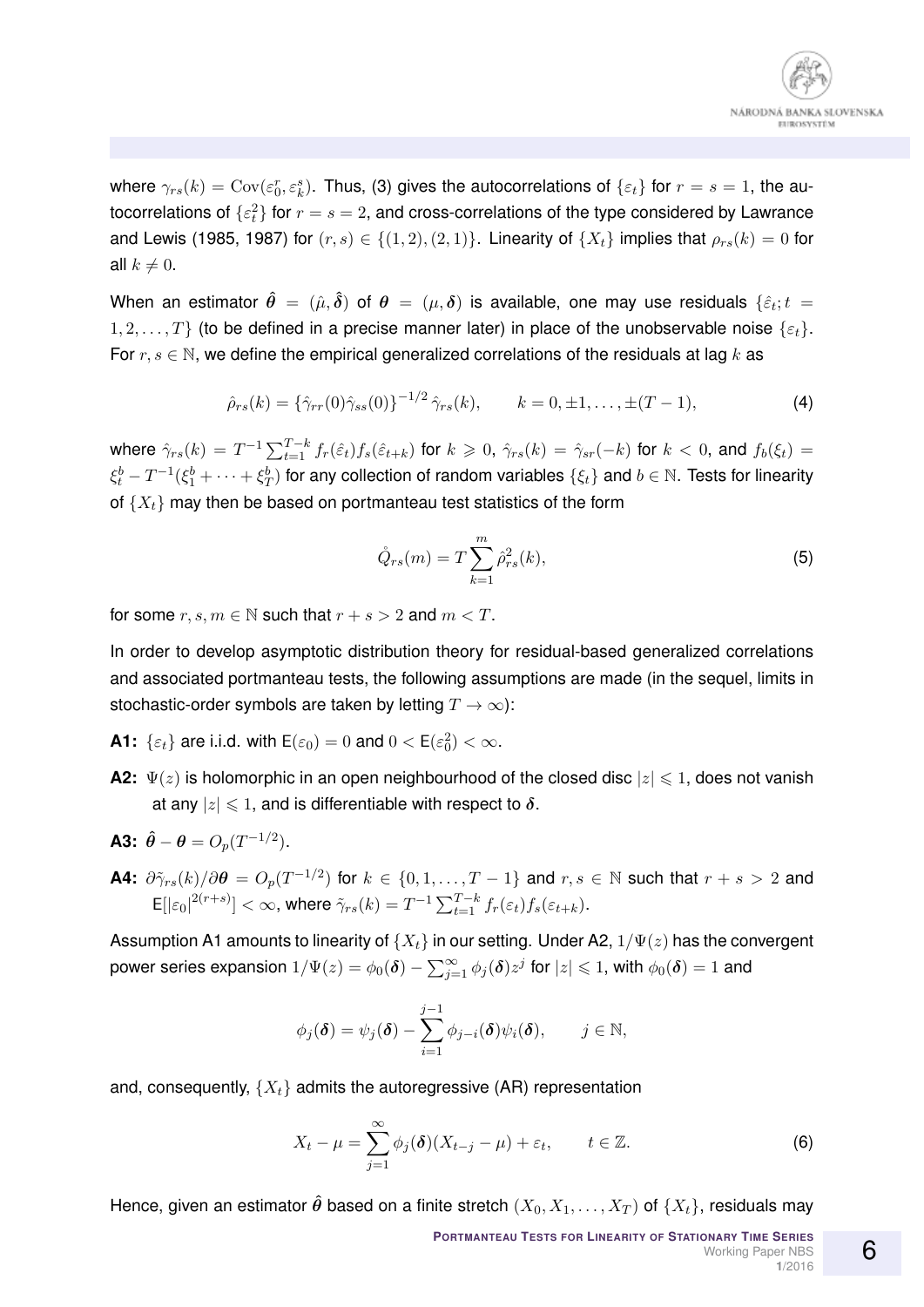where $\gamma_{rs}(k) = \mathrm{Cov}(\varepsilon_0^r, \varepsilon_k^s)$. Thus, (3) gives the autocorrelations of $\{\varepsilon_t\}$ for $r = s = 1$, the autocorrelations of $\{\varepsilon_t^2\}$ for $r = s = 2$, and cross-correlations of the type considered by Lawrance and Lewis (1985, 1987) for $(r,s) \in \{(1,2),(2,1)\}$. Linearity of $\{X_t\}$ implies that $\rho_{rs}(k) = 0$ for all $k \neq 0$.

When an estimator $\hat{\boldsymbol{\theta}} = (\hat{\mu}, \hat{\boldsymbol{\delta}})$ of $\boldsymbol{\theta} = (\mu, \boldsymbol{\delta})$ is available, one may use residuals $\{\hat{\varepsilon}_t; t = 1, 2, \ldots, T\}$ (to be defined in a precise manner later) in place of the unobservable noise $\{\varepsilon_t\}$. For $r, s \in \mathbb{N}$, we define the empirical generalized correlations of the residuals at lag $k$ as

$$\hat{\rho}_{rs}(k) = \{\hat{\gamma}_{rr}(0)\hat{\gamma}_{ss}(0)\}^{-1/2}\,\hat{\gamma}_{rs}(k), \qquad k = 0, \pm 1, \ldots, \pm(T-1), \tag{4}$$

where $\hat{\gamma}_{rs}(k) = T^{-1}\sum_{t=1}^{T-k} f_r(\hat{\varepsilon}_t) f_s(\hat{\varepsilon}_{t+k})$ for $k \geqslant 0$, $\hat{\gamma}_{rs}(k) = \hat{\gamma}_{sr}(-k)$ for $k < 0$, and $f_b(\xi_t) = \xi_t^b - T^{-1}(\xi_1^b + \cdots + \xi_T^b)$ for any collection of random variables $\{\xi_t\}$ and $b \in \mathbb{N}$. Tests for linearity of $\{X_t\}$ may then be based on portmanteau test statistics of the form

$$\mathring{Q}_{rs}(m) = T\sum_{k=1}^{m} \hat{\rho}_{rs}^2(k), \tag{5}$$

for some $r, s, m \in \mathbb{N}$ such that $r + s > 2$ and $m < T$.

In order to develop asymptotic distribution theory for residual-based generalized correlations and associated portmanteau tests, the following assumptions are made (in the sequel, limits in stochastic-order symbols are taken by letting $T \to \infty$):

**A1:** $\{\varepsilon_t\}$ are i.i.d. with $\mathsf{E}(\varepsilon_0) = 0$ and $0 < \mathsf{E}(\varepsilon_0^2) < \infty$.

**A2:** $\Psi(z)$ is holomorphic in an open neighbourhood of the closed disc $|z| \leqslant 1$, does not vanish at any $|z| \leqslant 1$, and is differentiable with respect to $\boldsymbol{\delta}$.

**A3:** $\hat{\boldsymbol{\theta}} - \boldsymbol{\theta} = O_p(T^{-1/2})$.

**A4:** $\partial\tilde{\gamma}_{rs}(k)/\partial\boldsymbol{\theta} = O_p(T^{-1/2})$ for $k \in \{0, 1, \ldots, T-1\}$ and $r, s \in \mathbb{N}$ such that $r + s > 2$ and $\mathsf{E}[|\varepsilon_0|^{2(r+s)}] < \infty$, where $\tilde{\gamma}_{rs}(k) = T^{-1}\sum_{t=1}^{T-k} f_r(\varepsilon_t) f_s(\varepsilon_{t+k})$.

Assumption A1 amounts to linearity of $\{X_t\}$ in our setting. Under A2, $1/\Psi(z)$ has the convergent power series expansion $1/\Psi(z) = \phi_0(\boldsymbol{\delta}) - \sum_{j=1}^{\infty}\phi_j(\boldsymbol{\delta})z^j$ for $|z| \leqslant 1$, with $\phi_0(\boldsymbol{\delta}) = 1$ and

$$\phi_j(\boldsymbol{\delta}) = \psi_j(\boldsymbol{\delta}) - \sum_{i=1}^{j-1}\phi_{j-i}(\boldsymbol{\delta})\psi_i(\boldsymbol{\delta}), \qquad j \in \mathbb{N},$$

and, consequently, $\{X_t\}$ admits the autoregressive (AR) representation

$$X_t - \mu = \sum_{j=1}^{\infty}\phi_j(\boldsymbol{\delta})(X_{t-j} - \mu) + \varepsilon_t, \qquad t \in \mathbb{Z}. \tag{6}$$

Hence, given an estimator $\hat{\boldsymbol{\theta}}$ based on a finite stretch $(X_0, X_1, \ldots, X_T)$ of $\{X_t\}$, residuals may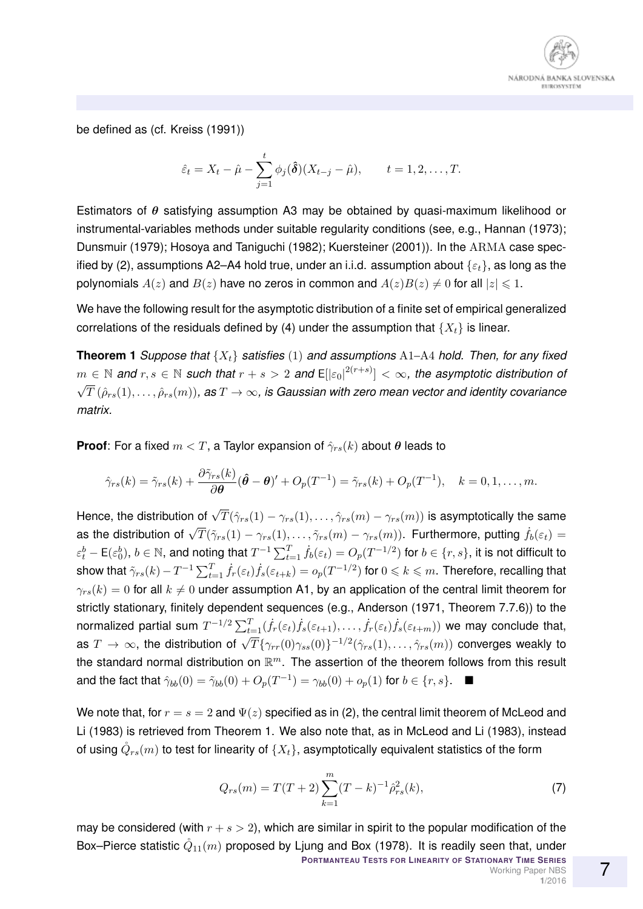be defined as (cf. Kreiss (1991))

$$\hat{\varepsilon}_t = X_t - \hat{\mu} - \sum_{j=1}^{t} \phi_j(\hat{\boldsymbol{\delta}})(X_{t-j} - \hat{\mu}), \qquad t = 1, 2, \ldots, T.$$

Estimators of $\boldsymbol{\theta}$ satisfying assumption A3 may be obtained by quasi-maximum likelihood or instrumental-variables methods under suitable regularity conditions (see, e.g., Hannan (1973); Dunsmuir (1979); Hosoya and Taniguchi (1982); Kuersteiner (2001)). In the $\mathrm{ARMA}$ case specified by (2), assumptions A2–A4 hold true, under an i.i.d. assumption about $\{\varepsilon_t\}$, as long as the polynomials $A(z)$ and $B(z)$ have no zeros in common and $A(z)B(z) \neq 0$ for all $|z| \leqslant 1$.

We have the following result for the asymptotic distribution of a finite set of empirical generalized correlations of the residuals defined by (4) under the assumption that $\{X_t\}$ is linear.

**Theorem 1** *Suppose that $\{X_t\}$ satisfies (1) and assumptions A1–A4 hold. Then, for any fixed $m \in \mathbb{N}$ and $r, s \in \mathbb{N}$ such that $r + s > 2$ and $\mathsf{E}[|\varepsilon_0|^{2(r+s)}] < \infty$, the asymptotic distribution of $\sqrt{T}\,(\hat{\rho}_{rs}(1), \ldots, \hat{\rho}_{rs}(m))$, as $T \to \infty$, is Gaussian with zero mean vector and identity covariance matrix.*

**Proof**: For a fixed $m < T$, a Taylor expansion of $\hat{\gamma}_{rs}(k)$ about $\boldsymbol{\theta}$ leads to

$$\hat{\gamma}_{rs}(k) = \tilde{\gamma}_{rs}(k) + \frac{\partial \tilde{\gamma}_{rs}(k)}{\partial \boldsymbol{\theta}}(\hat{\boldsymbol{\theta}} - \boldsymbol{\theta})' + O_p(T^{-1}) = \tilde{\gamma}_{rs}(k) + O_p(T^{-1}), \quad k = 0, 1, \ldots, m.$$

Hence, the distribution of $\sqrt{T}(\hat{\gamma}_{rs}(1) - \gamma_{rs}(1), \ldots, \hat{\gamma}_{rs}(m) - \gamma_{rs}(m))$ is asymptotically the same as the distribution of $\sqrt{T}(\tilde{\gamma}_{rs}(1) - \gamma_{rs}(1), \ldots, \tilde{\gamma}_{rs}(m) - \gamma_{rs}(m))$. Furthermore, putting $\dot{f}_b(\varepsilon_t) = \varepsilon_t^b - \mathsf{E}(\varepsilon_0^b)$, $b \in \mathbb{N}$, and noting that $T^{-1}\sum_{t=1}^{T} \dot{f}_b(\varepsilon_t) = O_p(T^{-1/2})$ for $b \in \{r, s\}$, it is not difficult to show that $\tilde{\gamma}_{rs}(k) - T^{-1}\sum_{t=1}^{T} \dot{f}_r(\varepsilon_t)\dot{f}_s(\varepsilon_{t+k}) = o_p(T^{-1/2})$ for $0 \leqslant k \leqslant m$. Therefore, recalling that $\gamma_{rs}(k) = 0$ for all $k \neq 0$ under assumption A1, by an application of the central limit theorem for strictly stationary, finitely dependent sequences (e.g., Anderson (1971, Theorem 7.7.6)) to the normalized partial sum $T^{-1/2}\sum_{t=1}^{T}(\dot{f}_r(\varepsilon_t)\dot{f}_s(\varepsilon_{t+1}), \ldots, \dot{f}_r(\varepsilon_t)\dot{f}_s(\varepsilon_{t+m}))$ we may conclude that, as $T \to \infty$, the distribution of $\sqrt{T}\{\gamma_{rr}(0)\gamma_{ss}(0)\}^{-1/2}(\hat{\gamma}_{rs}(1), \ldots, \hat{\gamma}_{rs}(m))$ converges weakly to the standard normal distribution on $\mathbb{R}^m$. The assertion of the theorem follows from this result and the fact that $\hat{\gamma}_{bb}(0) = \tilde{\gamma}_{bb}(0) + O_p(T^{-1}) = \gamma_{bb}(0) + o_p(1)$ for $b \in \{r, s\}$. $\blacksquare$

We note that, for $r = s = 2$ and $\Psi(z)$ specified as in (2), the central limit theorem of McLeod and Li (1983) is retrieved from Theorem 1. We also note that, as in McLeod and Li (1983), instead of using $\mathring{Q}_{rs}(m)$ to test for linearity of $\{X_t\}$, asymptotically equivalent statistics of the form

$$Q_{rs}(m) = T(T+2)\sum_{k=1}^{m}(T-k)^{-1}\hat{\rho}_{rs}^2(k), \tag{7}$$

may be considered (with $r + s > 2$), which are similar in spirit to the popular modification of the Box–Pierce statistic $\mathring{Q}_{11}(m)$ proposed by Ljung and Box (1978). It is readily seen that, under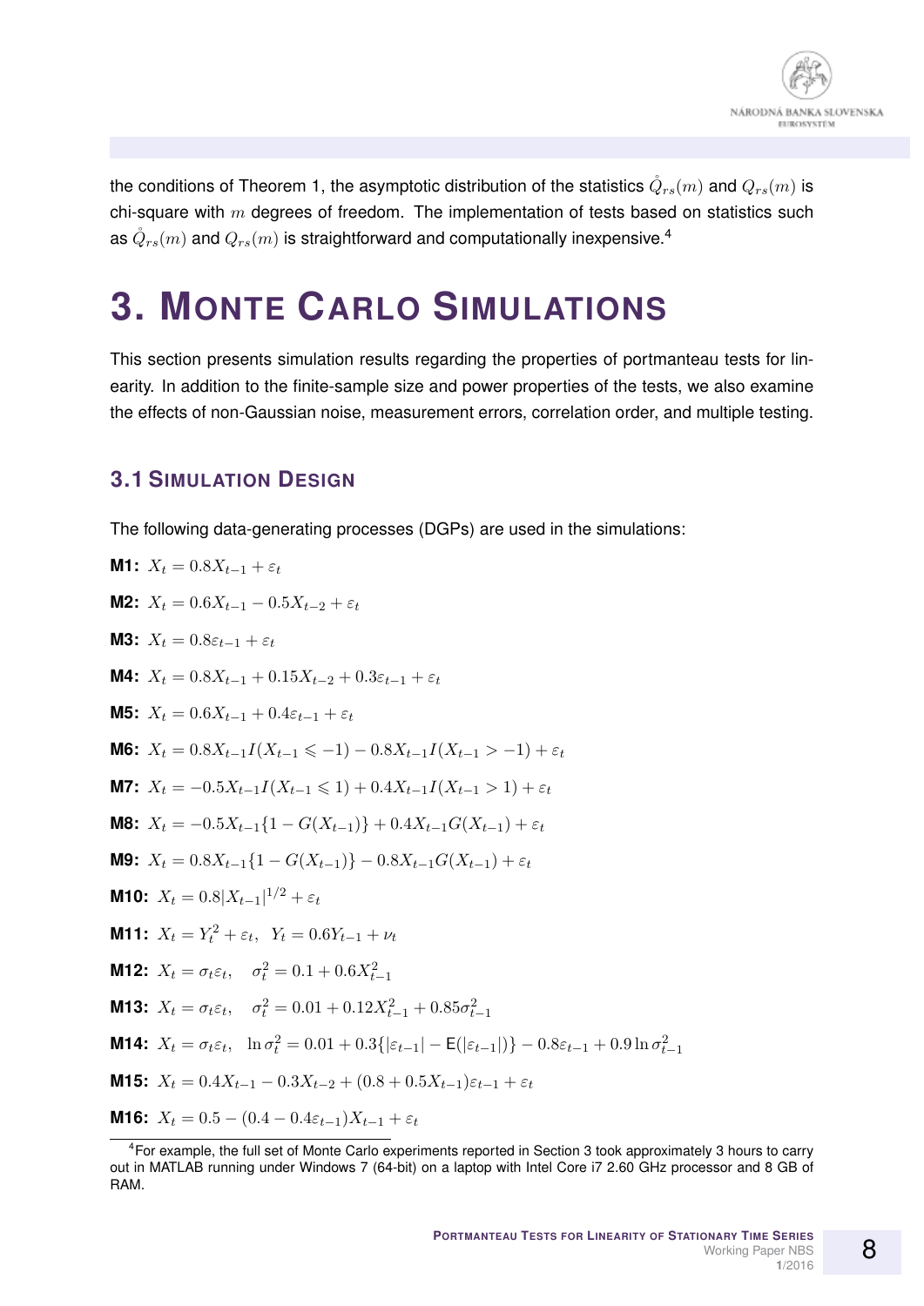the conditions of Theorem 1, the asymptotic distribution of the statistics $\mathring{Q}_{rs}(m)$ and $Q_{rs}(m)$ is chi-square with $m$ degrees of freedom. The implementation of tests based on statistics such as $\mathring{Q}_{rs}(m)$ and $Q_{rs}(m)$ is straightforward and computationally inexpensive.[4]

# 3. Monte Carlo Simulations

This section presents simulation results regarding the properties of portmanteau tests for linearity. In addition to the finite-sample size and power properties of the tests, we also examine the effects of non-Gaussian noise, measurement errors, correlation order, and multiple testing.

## 3.1 Simulation Design

The following data-generating processes (DGPs) are used in the simulations:

**M1:** $X_t = 0.8X_{t-1} + \varepsilon_t$

**M2:** $X_t = 0.6X_{t-1} - 0.5X_{t-2} + \varepsilon_t$

**M3:** $X_t = 0.8\varepsilon_{t-1} + \varepsilon_t$

**M4:** $X_t = 0.8X_{t-1} + 0.15X_{t-2} + 0.3\varepsilon_{t-1} + \varepsilon_t$

**M5:** $X_t = 0.6X_{t-1} + 0.4\varepsilon_{t-1} + \varepsilon_t$

**M6:** $X_t = 0.8X_{t-1}I(X_{t-1} \leqslant -1) - 0.8X_{t-1}I(X_{t-1} > -1) + \varepsilon_t$

**M7:** $X_t = -0.5X_{t-1}I(X_{t-1} \leqslant 1) + 0.4X_{t-1}I(X_{t-1} > 1) + \varepsilon_t$

**M8:** $X_t = -0.5X_{t-1}\{1 - G(X_{t-1})\} + 0.4X_{t-1}G(X_{t-1}) + \varepsilon_t$

**M9:** $X_t = 0.8X_{t-1}\{1 - G(X_{t-1})\} - 0.8X_{t-1}G(X_{t-1}) + \varepsilon_t$

**M10:** $X_t = 0.8|X_{t-1}|^{1/2} + \varepsilon_t$

**M11:** $X_t = Y_t^2 + \varepsilon_t, \quad Y_t = 0.6Y_{t-1} + \nu_t$

**M12:** $X_t = \sigma_t\varepsilon_t, \quad \sigma_t^2 = 0.1 + 0.6X_{t-1}^2$

**M13:** $X_t = \sigma_t\varepsilon_t, \quad \sigma_t^2 = 0.01 + 0.12X_{t-1}^2 + 0.85\sigma_{t-1}^2$

**M14:** $X_t = \sigma_t\varepsilon_t, \quad \ln\sigma_t^2 = 0.01 + 0.3\{|\varepsilon_{t-1}| - \mathsf{E}(|\varepsilon_{t-1}|)\} - 0.8\varepsilon_{t-1} + 0.9\ln\sigma_{t-1}^2$

**M15:** $X_t = 0.4X_{t-1} - 0.3X_{t-2} + (0.8 + 0.5X_{t-1})\varepsilon_{t-1} + \varepsilon_t$

**M16:** $X_t = 0.5 - (0.4 - 0.4\varepsilon_{t-1})X_{t-1} + \varepsilon_t$

---

[4] For example, the full set of Monte Carlo experiments reported in Section 3 took approximately 3 hours to carry out in MATLAB running under Windows 7 (64-bit) on a laptop with Intel Core i7 2.60 GHz processor and 8 GB of RAM.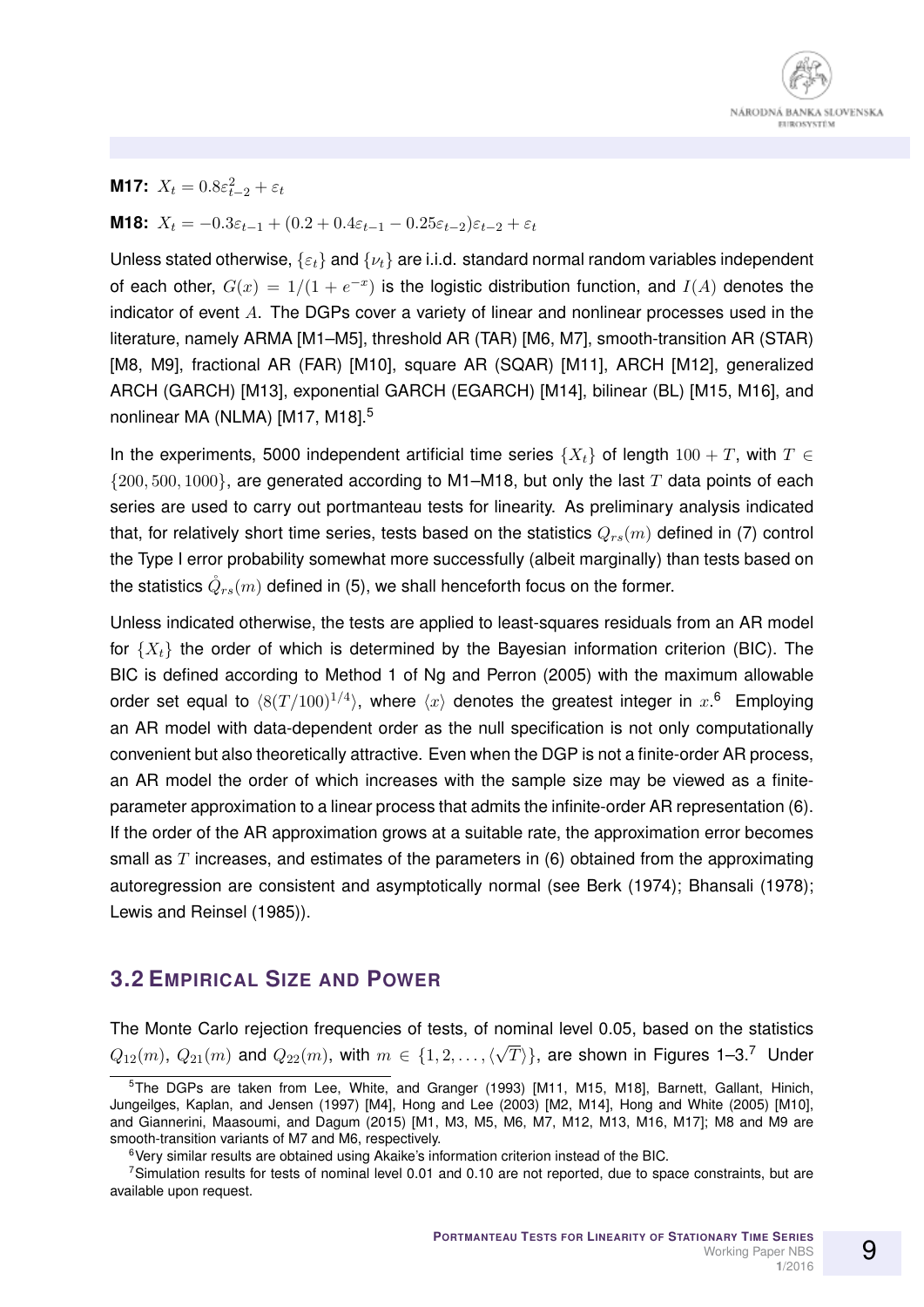**M17:** $X_t = 0.8\varepsilon_{t-2}^2 + \varepsilon_t$

**M18:** $X_t = -0.3\varepsilon_{t-1} + (0.2 + 0.4\varepsilon_{t-1} - 0.25\varepsilon_{t-2})\varepsilon_{t-2} + \varepsilon_t$

Unless stated otherwise, $\{\varepsilon_t\}$ and $\{\nu_t\}$ are i.i.d. standard normal random variables independent of each other, $G(x) = 1/(1 + e^{-x})$ is the logistic distribution function, and $I(A)$ denotes the indicator of event $A$. The DGPs cover a variety of linear and nonlinear processes used in the literature, namely ARMA [M1–M5], threshold AR (TAR) [M6, M7], smooth-transition AR (STAR) [M8, M9], fractional AR (FAR) [M10], square AR (SQAR) [M11], ARCH [M12], generalized ARCH (GARCH) [M13], exponential GARCH (EGARCH) [M14], bilinear (BL) [M15, M16], and nonlinear MA (NLMA) [M17, M18].[5]

In the experiments, 5000 independent artificial time series $\{X_t\}$ of length $100 + T$, with $T \in \{200, 500, 1000\}$, are generated according to M1–M18, but only the last $T$ data points of each series are used to carry out portmanteau tests for linearity. As preliminary analysis indicated that, for relatively short time series, tests based on the statistics $Q_{rs}(m)$ defined in (7) control the Type I error probability somewhat more successfully (albeit marginally) than tests based on the statistics $\mathring{Q}_{rs}(m)$ defined in (5), we shall henceforth focus on the former.

Unless indicated otherwise, the tests are applied to least-squares residuals from an AR model for $\{X_t\}$ the order of which is determined by the Bayesian information criterion (BIC). The BIC is defined according to Method 1 of Ng and Perron (2005) with the maximum allowable order set equal to $\langle 8(T/100)^{1/4} \rangle$, where $\langle x \rangle$ denotes the greatest integer in $x$.[6] Employing an AR model with data-dependent order as the null specification is not only computationally convenient but also theoretically attractive. Even when the DGP is not a finite-order AR process, an AR model the order of which increases with the sample size may be viewed as a finite-parameter approximation to a linear process that admits the infinite-order AR representation (6). If the order of the AR approximation grows at a suitable rate, the approximation error becomes small as $T$ increases, and estimates of the parameters in (6) obtained from the approximating autoregression are consistent and asymptotically normal (see Berk (1974); Bhansali (1978); Lewis and Reinsel (1985)).

## 3.2 Empirical Size and Power

The Monte Carlo rejection frequencies of tests, of nominal level 0.05, based on the statistics $Q_{12}(m)$, $Q_{21}(m)$ and $Q_{22}(m)$, with $m \in \{1, 2, \ldots, \langle\sqrt{T}\rangle\}$, are shown in Figures 1–3.[7] Under

---

[5] The DGPs are taken from Lee, White, and Granger (1993) [M11, M15, M18], Barnett, Gallant, Hinich, Jungeilges, Kaplan, and Jensen (1997) [M4], Hong and Lee (2003) [M2, M14], Hong and White (2005) [M10], and Giannerini, Maasoumi, and Dagum (2015) [M1, M3, M5, M6, M7, M12, M13, M16, M17]; M8 and M9 are smooth-transition variants of M7 and M6, respectively.

[6] Very similar results are obtained using Akaike's information criterion instead of the BIC.

[7] Simulation results for tests of nominal level 0.01 and 0.10 are not reported, due to space constraints, but are available upon request.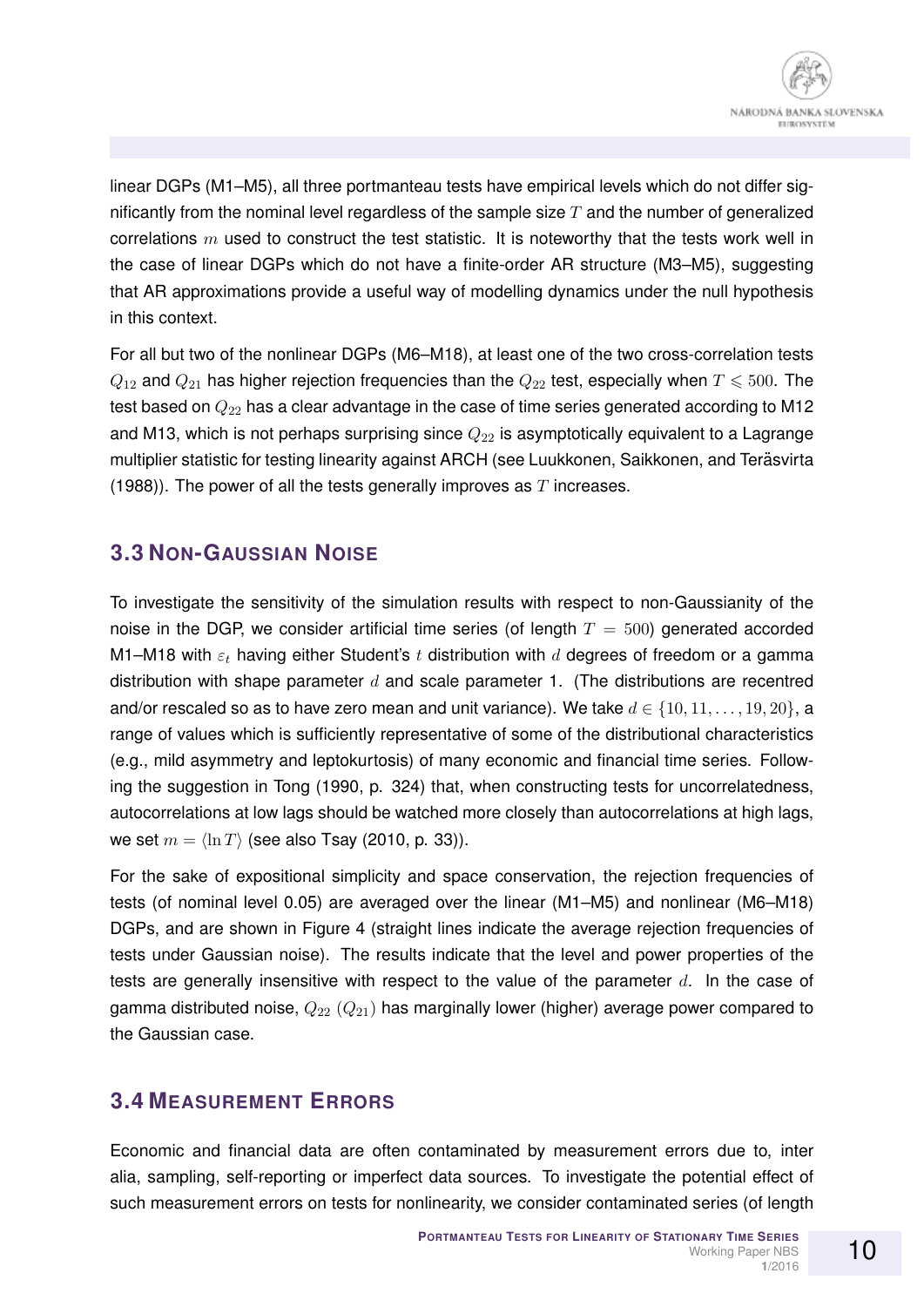linear DGPs (M1–M5), all three portmanteau tests have empirical levels which do not differ significantly from the nominal level regardless of the sample size $T$ and the number of generalized correlations $m$ used to construct the test statistic. It is noteworthy that the tests work well in the case of linear DGPs which do not have a finite-order AR structure (M3–M5), suggesting that AR approximations provide a useful way of modelling dynamics under the null hypothesis in this context.

For all but two of the nonlinear DGPs (M6–M18), at least one of the two cross-correlation tests $Q_{12}$ and $Q_{21}$ has higher rejection frequencies than the $Q_{22}$ test, especially when $T \leqslant 500$. The test based on $Q_{22}$ has a clear advantage in the case of time series generated according to M12 and M13, which is not perhaps surprising since $Q_{22}$ is asymptotically equivalent to a Lagrange multiplier statistic for testing linearity against ARCH (see Luukkonen, Saikkonen, and Teräsvirta (1988)). The power of all the tests generally improves as $T$ increases.

## 3.3 Non-Gaussian Noise

To investigate the sensitivity of the simulation results with respect to non-Gaussianity of the noise in the DGP, we consider artificial time series (of length $T = 500$) generated accorded M1–M18 with $\varepsilon_t$ having either Student's $t$ distribution with $d$ degrees of freedom or a gamma distribution with shape parameter $d$ and scale parameter 1. (The distributions are recentred and/or rescaled so as to have zero mean and unit variance). We take $d \in \{10, 11, \ldots, 19, 20\}$, a range of values which is sufficiently representative of some of the distributional characteristics (e.g., mild asymmetry and leptokurtosis) of many economic and financial time series. Following the suggestion in Tong (1990, p. 324) that, when constructing tests for uncorrelatedness, autocorrelations at low lags should be watched more closely than autocorrelations at high lags, we set $m = \langle \ln T \rangle$ (see also Tsay (2010, p. 33)).

For the sake of expositional simplicity and space conservation, the rejection frequencies of tests (of nominal level 0.05) are averaged over the linear (M1–M5) and nonlinear (M6–M18) DGPs, and are shown in Figure 4 (straight lines indicate the average rejection frequencies of tests under Gaussian noise). The results indicate that the level and power properties of the tests are generally insensitive with respect to the value of the parameter $d$. In the case of gamma distributed noise, $Q_{22}$ ($Q_{21}$) has marginally lower (higher) average power compared to the Gaussian case.

## 3.4 Measurement Errors

Economic and financial data are often contaminated by measurement errors due to, inter alia, sampling, self-reporting or imperfect data sources. To investigate the potential effect of such measurement errors on tests for nonlinearity, we consider contaminated series (of length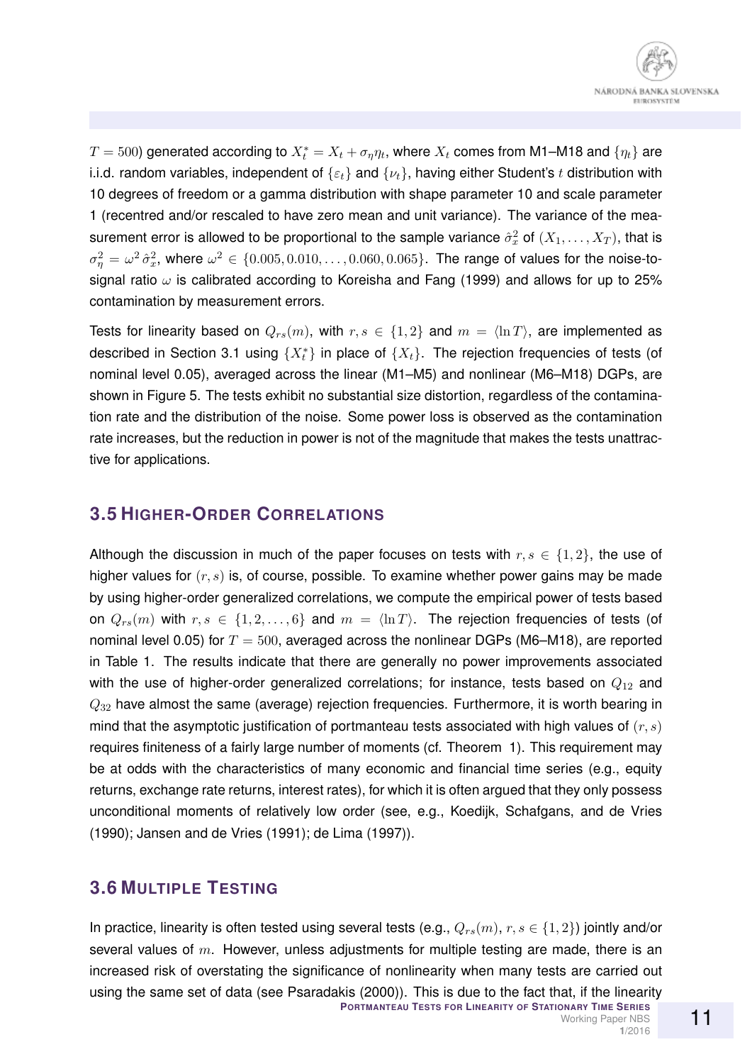$T = 500$) generated according to $X_t^* = X_t + \sigma_\eta \eta_t$, where $X_t$ comes from M1–M18 and $\{\eta_t\}$ are i.i.d. random variables, independent of $\{\varepsilon_t\}$ and $\{\nu_t\}$, having either Student's $t$ distribution with 10 degrees of freedom or a gamma distribution with shape parameter 10 and scale parameter 1 (recentred and/or rescaled to have zero mean and unit variance). The variance of the measurement error is allowed to be proportional to the sample variance $\hat{\sigma}_x^2$ of $(X_1, \ldots, X_T)$, that is $\sigma_\eta^2 = \omega^2 \hat{\sigma}_x^2$, where $\omega^2 \in \{0.005, 0.010, \ldots, 0.060, 0.065\}$. The range of values for the noise-to-signal ratio $\omega$ is calibrated according to Koreisha and Fang (1999) and allows for up to 25% contamination by measurement errors.

Tests for linearity based on $Q_{rs}(m)$, with $r, s \in \{1, 2\}$ and $m = \langle \ln T \rangle$, are implemented as described in Section 3.1 using $\{X_t^*\}$ in place of $\{X_t\}$. The rejection frequencies of tests (of nominal level 0.05), averaged across the linear (M1–M5) and nonlinear (M6–M18) DGPs, are shown in Figure 5. The tests exhibit no substantial size distortion, regardless of the contamination rate and the distribution of the noise. Some power loss is observed as the contamination rate increases, but the reduction in power is not of the magnitude that makes the tests unattractive for applications.

## 3.5 Higher-Order Correlations

Although the discussion in much of the paper focuses on tests with $r, s \in \{1, 2\}$, the use of higher values for $(r, s)$ is, of course, possible. To examine whether power gains may be made by using higher-order generalized correlations, we compute the empirical power of tests based on $Q_{rs}(m)$ with $r, s \in \{1, 2, \ldots, 6\}$ and $m = \langle \ln T \rangle$. The rejection frequencies of tests (of nominal level 0.05) for $T = 500$, averaged across the nonlinear DGPs (M6–M18), are reported in Table 1. The results indicate that there are generally no power improvements associated with the use of higher-order generalized correlations; for instance, tests based on $Q_{12}$ and $Q_{32}$ have almost the same (average) rejection frequencies. Furthermore, it is worth bearing in mind that the asymptotic justification of portmanteau tests associated with high values of $(r, s)$ requires finiteness of a fairly large number of moments (cf. Theorem 1). This requirement may be at odds with the characteristics of many economic and financial time series (e.g., equity returns, exchange rate returns, interest rates), for which it is often argued that they only possess unconditional moments of relatively low order (see, e.g., Koedijk, Schafgans, and de Vries (1990); Jansen and de Vries (1991); de Lima (1997)).

## 3.6 Multiple Testing

In practice, linearity is often tested using several tests (e.g., $Q_{rs}(m)$, $r, s \in \{1, 2\}$) jointly and/or several values of $m$. However, unless adjustments for multiple testing are made, there is an increased risk of overstating the significance of nonlinearity when many tests are carried out using the same set of data (see Psaradakis (2000)). This is due to the fact that, if the linearity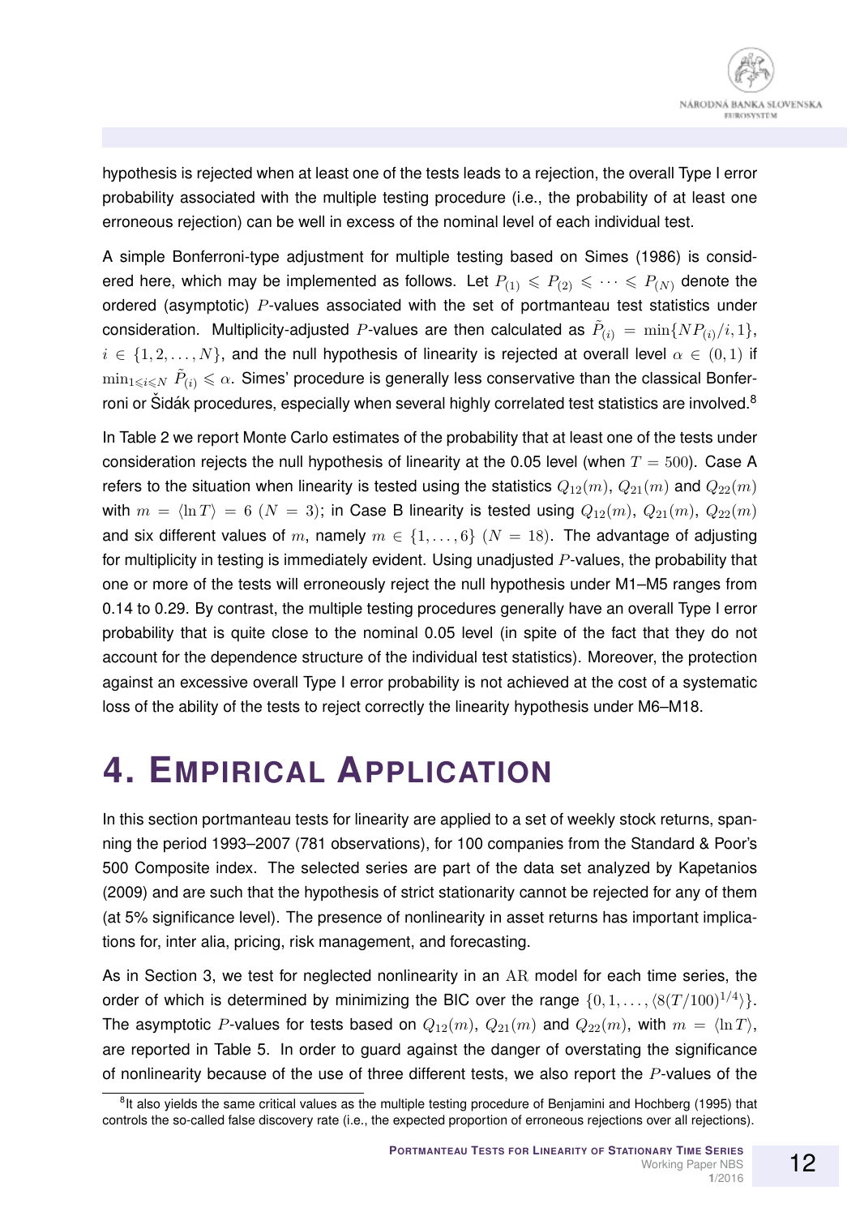hypothesis is rejected when at least one of the tests leads to a rejection, the overall Type I error probability associated with the multiple testing procedure (i.e., the probability of at least one erroneous rejection) can be well in excess of the nominal level of each individual test.

A simple Bonferroni-type adjustment for multiple testing based on Simes (1986) is considered here, which may be implemented as follows. Let $P_{(1)} \leqslant P_{(2)} \leqslant \cdots \leqslant P_{(N)}$ denote the ordered (asymptotic) $P$-values associated with the set of portmanteau test statistics under consideration. Multiplicity-adjusted $P$-values are then calculated as $\tilde{P}_{(i)} = \min\{NP_{(i)}/i, 1\}$, $i \in \{1, 2, \dots, N\}$, and the null hypothesis of linearity is rejected at overall level $\alpha \in (0, 1)$ if $\min_{1 \leqslant i \leqslant N} \tilde{P}_{(i)} \leqslant \alpha$. Simes' procedure is generally less conservative than the classical Bonferroni or Šidák procedures, especially when several highly correlated test statistics are involved.[8]

In Table 2 we report Monte Carlo estimates of the probability that at least one of the tests under consideration rejects the null hypothesis of linearity at the 0.05 level (when $T = 500$). Case A refers to the situation when linearity is tested using the statistics $Q_{12}(m)$, $Q_{21}(m)$ and $Q_{22}(m)$ with $m = \langle \ln T \rangle = 6$ ($N = 3$); in Case B linearity is tested using $Q_{12}(m)$, $Q_{21}(m)$, $Q_{22}(m)$ and six different values of $m$, namely $m \in \{1, \dots, 6\}$ ($N = 18$). The advantage of adjusting for multiplicity in testing is immediately evident. Using unadjusted $P$-values, the probability that one or more of the tests will erroneously reject the null hypothesis under M1–M5 ranges from 0.14 to 0.29. By contrast, the multiple testing procedures generally have an overall Type I error probability that is quite close to the nominal 0.05 level (in spite of the fact that they do not account for the dependence structure of the individual test statistics). Moreover, the protection against an excessive overall Type I error probability is not achieved at the cost of a systematic loss of the ability of the tests to reject correctly the linearity hypothesis under M6–M18.

# 4. Empirical Application

In this section portmanteau tests for linearity are applied to a set of weekly stock returns, spanning the period 1993–2007 (781 observations), for 100 companies from the Standard & Poor's 500 Composite index. The selected series are part of the data set analyzed by Kapetanios (2009) and are such that the hypothesis of strict stationarity cannot be rejected for any of them (at 5% significance level). The presence of nonlinearity in asset returns has important implications for, inter alia, pricing, risk management, and forecasting.

As in Section 3, we test for neglected nonlinearity in an $\mathrm{AR}$ model for each time series, the order of which is determined by minimizing the BIC over the range $\{0, 1, \dots, \langle 8(T/100)^{1/4} \rangle\}$. The asymptotic $P$-values for tests based on $Q_{12}(m)$, $Q_{21}(m)$ and $Q_{22}(m)$, with $m = \langle \ln T \rangle$, are reported in Table 5. In order to guard against the danger of overstating the significance of nonlinearity because of the use of three different tests, we also report the $P$-values of the

[8] It also yields the same critical values as the multiple testing procedure of Benjamini and Hochberg (1995) that controls the so-called false discovery rate (i.e., the expected proportion of erroneous rejections over all rejections).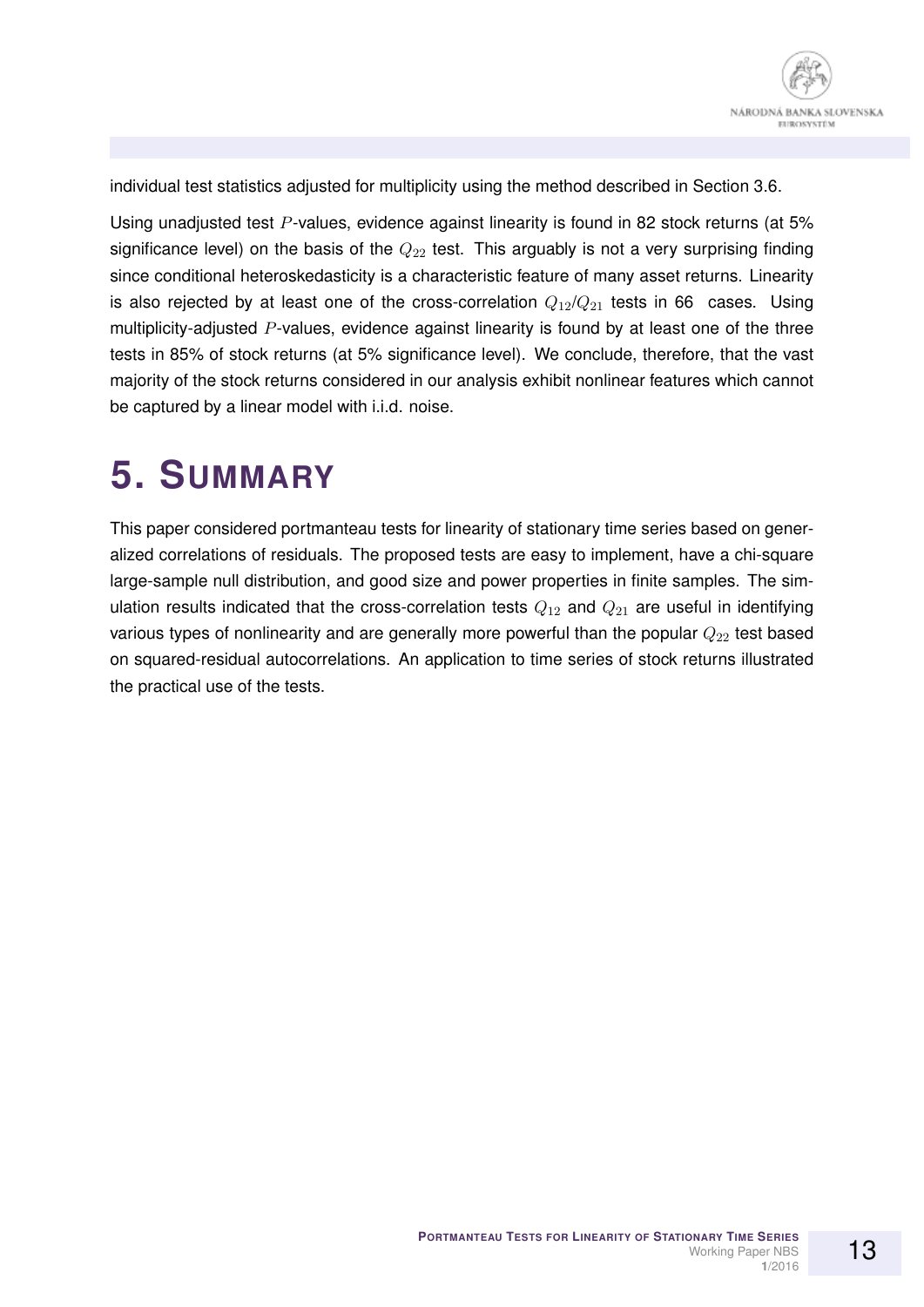individual test statistics adjusted for multiplicity using the method described in Section 3.6.

Using unadjusted test $P$-values, evidence against linearity is found in 82 stock returns (at 5% significance level) on the basis of the $Q_{22}$ test. This arguably is not a very surprising finding since conditional heteroskedasticity is a characteristic feature of many asset returns. Linearity is also rejected by at least one of the cross-correlation $Q_{12}$/$Q_{21}$ tests in 66 cases. Using multiplicity-adjusted $P$-values, evidence against linearity is found by at least one of the three tests in 85% of stock returns (at 5% significance level). We conclude, therefore, that the vast majority of the stock returns considered in our analysis exhibit nonlinear features which cannot be captured by a linear model with i.i.d. noise.

# 5. SUMMARY

This paper considered portmanteau tests for linearity of stationary time series based on generalized correlations of residuals. The proposed tests are easy to implement, have a chi-square large-sample null distribution, and good size and power properties in finite samples. The simulation results indicated that the cross-correlation tests $Q_{12}$ and $Q_{21}$ are useful in identifying various types of nonlinearity and are generally more powerful than the popular $Q_{22}$ test based on squared-residual autocorrelations. An application to time series of stock returns illustrated the practical use of the tests.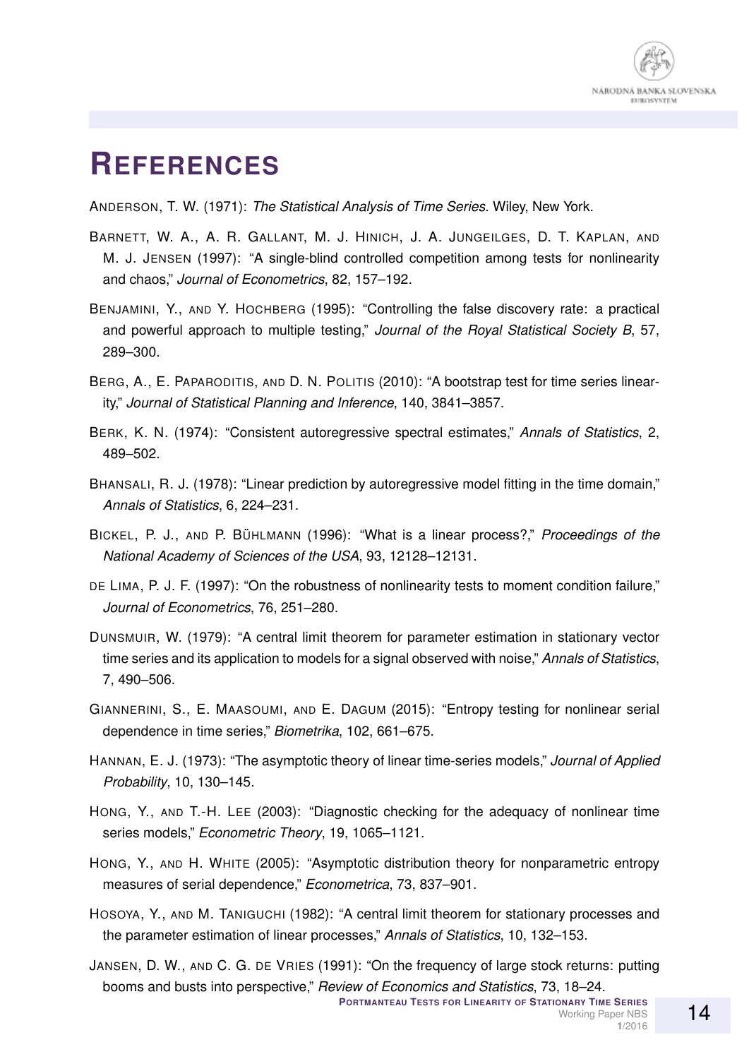# REFERENCES

ANDERSON, T. W. (1971): *The Statistical Analysis of Time Series*. Wiley, New York.

BARNETT, W. A., A. R. GALLANT, M. J. HINICH, J. A. JUNGEILGES, D. T. KAPLAN, AND M. J. JENSEN (1997): "A single-blind controlled competition among tests for nonlinearity and chaos," *Journal of Econometrics*, 82, 157–192.

BENJAMINI, Y., AND Y. HOCHBERG (1995): "Controlling the false discovery rate: a practical and powerful approach to multiple testing," *Journal of the Royal Statistical Society B*, 57, 289–300.

BERG, A., E. PAPARODITIS, AND D. N. POLITIS (2010): "A bootstrap test for time series linearity," *Journal of Statistical Planning and Inference*, 140, 3841–3857.

BERK, K. N. (1974): "Consistent autoregressive spectral estimates," *Annals of Statistics*, 2, 489–502.

BHANSALI, R. J. (1978): "Linear prediction by autoregressive model fitting in the time domain," *Annals of Statistics*, 6, 224–231.

BICKEL, P. J., AND P. BÜHLMANN (1996): "What is a linear process?," *Proceedings of the National Academy of Sciences of the USA*, 93, 12128–12131.

DE LIMA, P. J. F. (1997): "On the robustness of nonlinearity tests to moment condition failure," *Journal of Econometrics*, 76, 251–280.

DUNSMUIR, W. (1979): "A central limit theorem for parameter estimation in stationary vector time series and its application to models for a signal observed with noise," *Annals of Statistics*, 7, 490–506.

GIANNERINI, S., E. MAASOUMI, AND E. DAGUM (2015): "Entropy testing for nonlinear serial dependence in time series," *Biometrika*, 102, 661–675.

HANNAN, E. J. (1973): "The asymptotic theory of linear time-series models," *Journal of Applied Probability*, 10, 130–145.

HONG, Y., AND T.-H. LEE (2003): "Diagnostic checking for the adequacy of nonlinear time series models," *Econometric Theory*, 19, 1065–1121.

HONG, Y., AND H. WHITE (2005): "Asymptotic distribution theory for nonparametric entropy measures of serial dependence," *Econometrica*, 73, 837–901.

HOSOYA, Y., AND M. TANIGUCHI (1982): "A central limit theorem for stationary processes and the parameter estimation of linear processes," *Annals of Statistics*, 10, 132–153.

JANSEN, D. W., AND C. G. DE VRIES (1991): "On the frequency of large stock returns: putting booms and busts into perspective," *Review of Economics and Statistics*, 73, 18–24.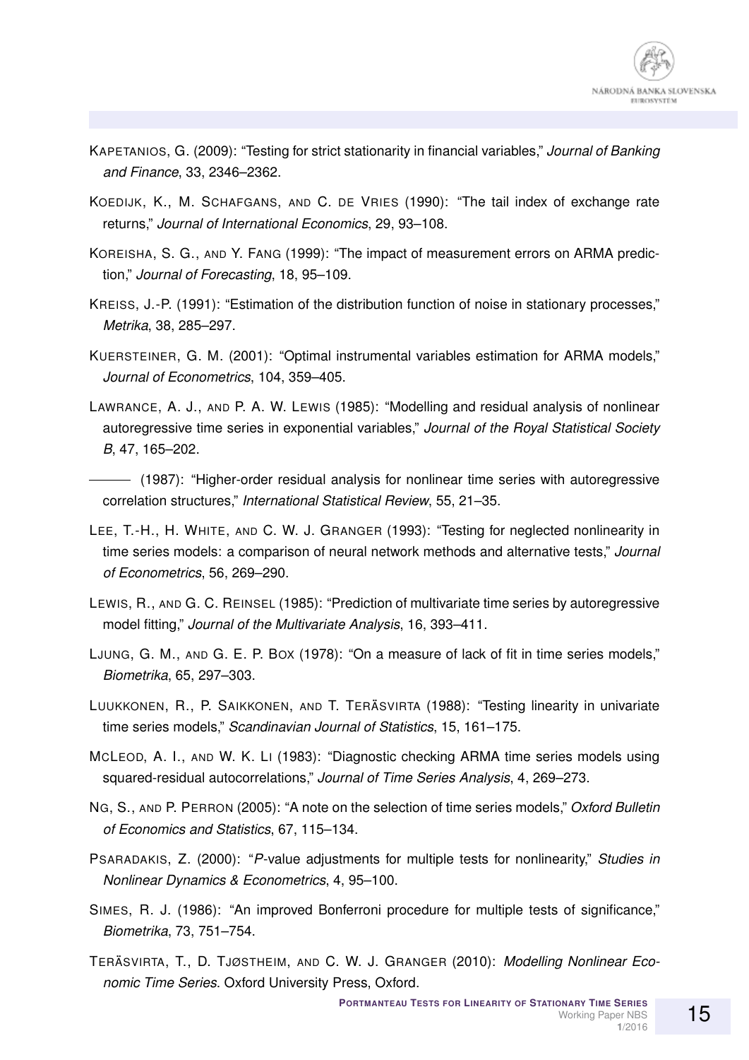KAPETANIOS, G. (2009): "Testing for strict stationarity in financial variables," *Journal of Banking and Finance*, 33, 2346–2362.

KOEDIJK, K., M. SCHAFGANS, AND C. DE VRIES (1990): "The tail index of exchange rate returns," *Journal of International Economics*, 29, 93–108.

KOREISHA, S. G., AND Y. FANG (1999): "The impact of measurement errors on ARMA prediction," *Journal of Forecasting*, 18, 95–109.

KREISS, J.-P. (1991): "Estimation of the distribution function of noise in stationary processes," *Metrika*, 38, 285–297.

KUERSTEINER, G. M. (2001): "Optimal instrumental variables estimation for ARMA models," *Journal of Econometrics*, 104, 359–405.

LAWRANCE, A. J., AND P. A. W. LEWIS (1985): "Modelling and residual analysis of nonlinear autoregressive time series in exponential variables," *Journal of the Royal Statistical Society B*, 47, 165–202.

——— (1987): "Higher-order residual analysis for nonlinear time series with autoregressive correlation structures," *International Statistical Review*, 55, 21–35.

LEE, T.-H., H. WHITE, AND C. W. J. GRANGER (1993): "Testing for neglected nonlinearity in time series models: a comparison of neural network methods and alternative tests," *Journal of Econometrics*, 56, 269–290.

LEWIS, R., AND G. C. REINSEL (1985): "Prediction of multivariate time series by autoregressive model fitting," *Journal of the Multivariate Analysis*, 16, 393–411.

LJUNG, G. M., AND G. E. P. BOX (1978): "On a measure of lack of fit in time series models," *Biometrika*, 65, 297–303.

LUUKKONEN, R., P. SAIKKONEN, AND T. TERÄSVIRTA (1988): "Testing linearity in univariate time series models," *Scandinavian Journal of Statistics*, 15, 161–175.

MCLEOD, A. I., AND W. K. LI (1983): "Diagnostic checking ARMA time series models using squared-residual autocorrelations," *Journal of Time Series Analysis*, 4, 269–273.

NG, S., AND P. PERRON (2005): "A note on the selection of time series models," *Oxford Bulletin of Economics and Statistics*, 67, 115–134.

PSARADAKIS, Z. (2000): "*P*-value adjustments for multiple tests for nonlinearity," *Studies in Nonlinear Dynamics & Econometrics*, 4, 95–100.

SIMES, R. J. (1986): "An improved Bonferroni procedure for multiple tests of significance," *Biometrika*, 73, 751–754.

TERÄSVIRTA, T., D. TJØSTHEIM, AND C. W. J. GRANGER (2010): *Modelling Nonlinear Economic Time Series*. Oxford University Press, Oxford.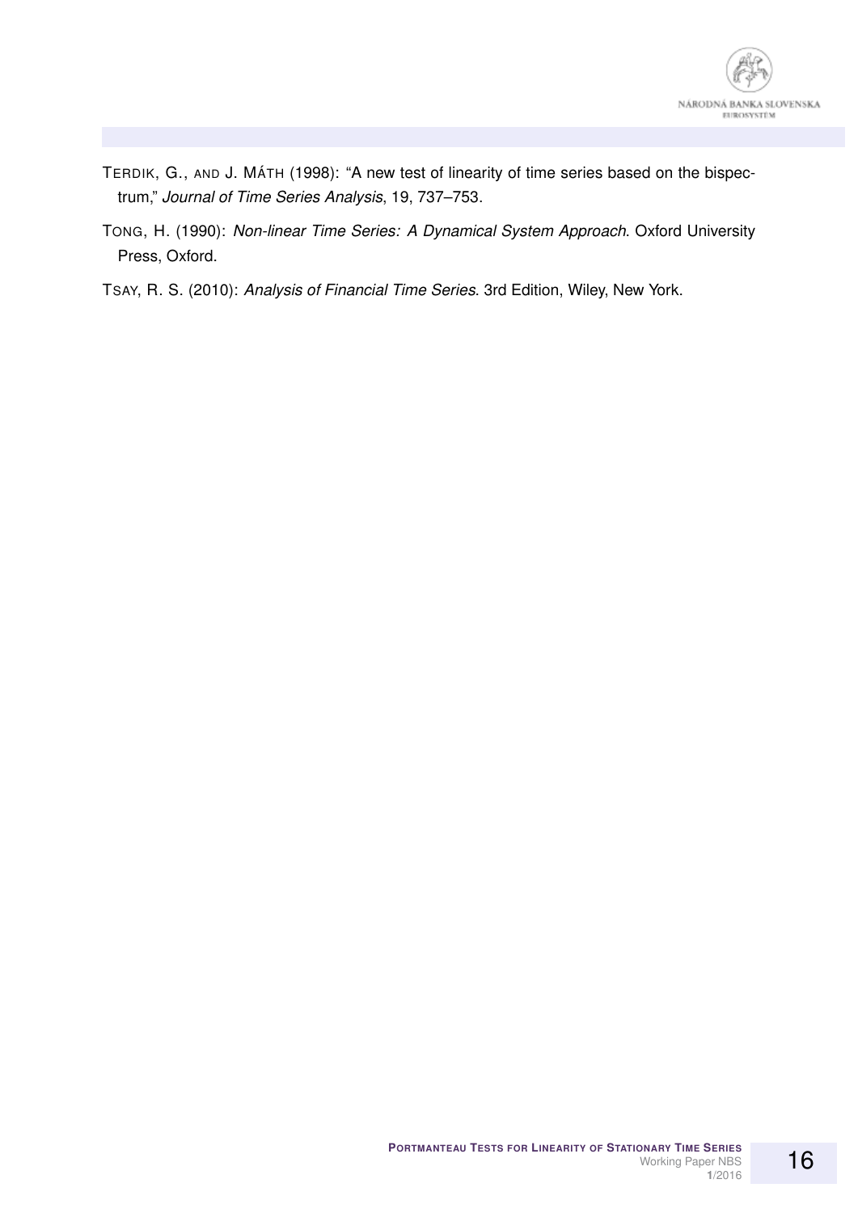TERDIK, G., AND J. MÁTH (1998): "A new test of linearity of time series based on the bispectrum," *Journal of Time Series Analysis*, 19, 737–753.

TONG, H. (1990): *Non-linear Time Series: A Dynamical System Approach*. Oxford University Press, Oxford.

TSAY, R. S. (2010): *Analysis of Financial Time Series*. 3rd Edition, Wiley, New York.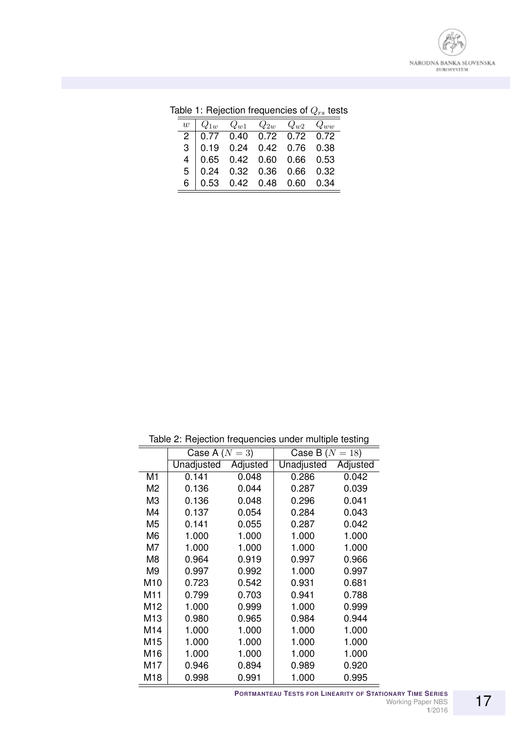Table 1: Rejection frequencies of $Q_{rs}$ tests

| $w$ | $Q_{1w}$ | $Q_{w1}$ | $Q_{2w}$ | $Q_{w2}$ | $Q_{ww}$ |
|---|---|---|---|---|---|
| 2 | 0.77 | 0.40 | 0.72 | 0.72 | 0.72 |
| 3 | 0.19 | 0.24 | 0.42 | 0.76 | 0.38 |
| 4 | 0.65 | 0.42 | 0.60 | 0.66 | 0.53 |
| 5 | 0.24 | 0.32 | 0.36 | 0.66 | 0.32 |
| 6 | 0.53 | 0.42 | 0.48 | 0.60 | 0.34 |

Table 2: Rejection frequencies under multiple testing

| | Case A ($N = 3$) | | Case B ($N = 18$) | |
|---|---|---|---|---|
| | Unadjusted | Adjusted | Unadjusted | Adjusted |
| M1 | 0.141 | 0.048 | 0.286 | 0.042 |
| M2 | 0.136 | 0.044 | 0.287 | 0.039 |
| M3 | 0.136 | 0.048 | 0.296 | 0.041 |
| M4 | 0.137 | 0.054 | 0.284 | 0.043 |
| M5 | 0.141 | 0.055 | 0.287 | 0.042 |
| M6 | 1.000 | 1.000 | 1.000 | 1.000 |
| M7 | 1.000 | 1.000 | 1.000 | 1.000 |
| M8 | 0.964 | 0.919 | 0.997 | 0.966 |
| M9 | 0.997 | 0.992 | 1.000 | 0.997 |
| M10 | 0.723 | 0.542 | 0.931 | 0.681 |
| M11 | 0.799 | 0.703 | 0.941 | 0.788 |
| M12 | 1.000 | 0.999 | 1.000 | 0.999 |
| M13 | 0.980 | 0.965 | 0.984 | 0.944 |
| M14 | 1.000 | 1.000 | 1.000 | 1.000 |
| M15 | 1.000 | 1.000 | 1.000 | 1.000 |
| M16 | 1.000 | 1.000 | 1.000 | 1.000 |
| M17 | 0.946 | 0.894 | 0.989 | 0.920 |
| M18 | 0.998 | 0.991 | 1.000 | 0.995 |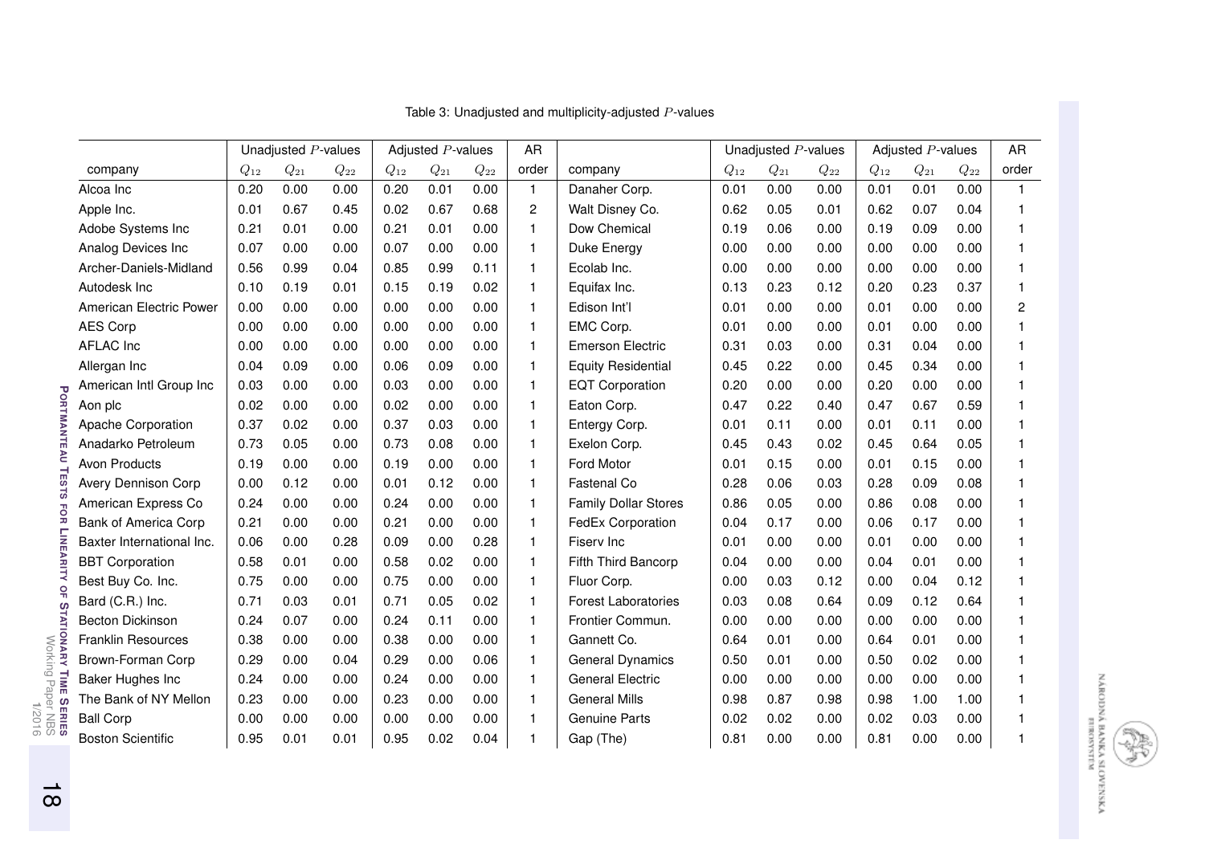Table 3: Unadjusted and multiplicity-adjusted $P$-values

| | Unadjusted $P$-values | | | Adjusted $P$-values | | | AR | | Unadjusted $P$-values | | | Adjusted $P$-values | | | AR |
|---|---|---|---|---|---|---|---|---|---|---|---|---|---|---|---|
| company | $Q_{12}$ | $Q_{21}$ | $Q_{22}$ | $Q_{12}$ | $Q_{21}$ | $Q_{22}$ | order | company | $Q_{12}$ | $Q_{21}$ | $Q_{22}$ | $Q_{12}$ | $Q_{21}$ | $Q_{22}$ | order |
| Alcoa Inc | 0.20 | 0.00 | 0.00 | 0.20 | 0.01 | 0.00 | 1 | Danaher Corp. | 0.01 | 0.00 | 0.00 | 0.01 | 0.01 | 0.00 | 1 |
| Apple Inc. | 0.01 | 0.67 | 0.45 | 0.02 | 0.67 | 0.68 | 2 | Walt Disney Co. | 0.62 | 0.05 | 0.01 | 0.62 | 0.07 | 0.04 | 1 |
| Adobe Systems Inc | 0.21 | 0.01 | 0.00 | 0.21 | 0.01 | 0.00 | 1 | Dow Chemical | 0.19 | 0.06 | 0.00 | 0.19 | 0.09 | 0.00 | 1 |
| Analog Devices Inc | 0.07 | 0.00 | 0.00 | 0.07 | 0.00 | 0.00 | 1 | Duke Energy | 0.00 | 0.00 | 0.00 | 0.00 | 0.00 | 0.00 | 1 |
| Archer-Daniels-Midland | 0.56 | 0.99 | 0.04 | 0.85 | 0.99 | 0.11 | 1 | Ecolab Inc. | 0.00 | 0.00 | 0.00 | 0.00 | 0.00 | 0.00 | 1 |
| Autodesk Inc | 0.10 | 0.19 | 0.01 | 0.15 | 0.19 | 0.02 | 1 | Equifax Inc. | 0.13 | 0.23 | 0.12 | 0.20 | 0.23 | 0.37 | 1 |
| American Electric Power | 0.00 | 0.00 | 0.00 | 0.00 | 0.00 | 0.00 | 1 | Edison Int'l | 0.01 | 0.00 | 0.00 | 0.01 | 0.00 | 0.00 | 2 |
| AES Corp | 0.00 | 0.00 | 0.00 | 0.00 | 0.00 | 0.00 | 1 | EMC Corp. | 0.01 | 0.00 | 0.00 | 0.01 | 0.00 | 0.00 | 1 |
| AFLAC Inc | 0.00 | 0.00 | 0.00 | 0.00 | 0.00 | 0.00 | 1 | Emerson Electric | 0.31 | 0.03 | 0.00 | 0.31 | 0.04 | 0.00 | 1 |
| Allergan Inc | 0.04 | 0.09 | 0.00 | 0.06 | 0.09 | 0.00 | 1 | Equity Residential | 0.45 | 0.22 | 0.00 | 0.45 | 0.34 | 0.00 | 1 |
| American Intl Group Inc | 0.03 | 0.00 | 0.00 | 0.03 | 0.00 | 0.00 | 1 | EQT Corporation | 0.20 | 0.00 | 0.00 | 0.20 | 0.00 | 0.00 | 1 |
| Aon plc | 0.02 | 0.00 | 0.00 | 0.02 | 0.00 | 0.00 | 1 | Eaton Corp. | 0.47 | 0.22 | 0.40 | 0.47 | 0.67 | 0.59 | 1 |
| Apache Corporation | 0.37 | 0.02 | 0.00 | 0.37 | 0.03 | 0.00 | 1 | Entergy Corp. | 0.01 | 0.11 | 0.00 | 0.01 | 0.11 | 0.00 | 1 |
| Anadarko Petroleum | 0.73 | 0.05 | 0.00 | 0.73 | 0.08 | 0.00 | 1 | Exelon Corp. | 0.45 | 0.43 | 0.02 | 0.45 | 0.64 | 0.05 | 1 |
| Avon Products | 0.19 | 0.00 | 0.00 | 0.19 | 0.00 | 0.00 | 1 | Ford Motor | 0.01 | 0.15 | 0.00 | 0.01 | 0.15 | 0.00 | 1 |
| Avery Dennison Corp | 0.00 | 0.12 | 0.00 | 0.01 | 0.12 | 0.00 | 1 | Fastenal Co | 0.28 | 0.06 | 0.03 | 0.28 | 0.09 | 0.08 | 1 |
| American Express Co | 0.24 | 0.00 | 0.00 | 0.24 | 0.00 | 0.00 | 1 | Family Dollar Stores | 0.86 | 0.05 | 0.00 | 0.86 | 0.08 | 0.00 | 1 |
| Bank of America Corp | 0.21 | 0.00 | 0.00 | 0.21 | 0.00 | 0.00 | 1 | FedEx Corporation | 0.04 | 0.17 | 0.00 | 0.06 | 0.17 | 0.00 | 1 |
| Baxter International Inc. | 0.06 | 0.00 | 0.28 | 0.09 | 0.00 | 0.28 | 1 | Fiserv Inc | 0.01 | 0.00 | 0.00 | 0.01 | 0.00 | 0.00 | 1 |
| BBT Corporation | 0.58 | 0.01 | 0.00 | 0.58 | 0.02 | 0.00 | 1 | Fifth Third Bancorp | 0.04 | 0.00 | 0.00 | 0.04 | 0.01 | 0.00 | 1 |
| Best Buy Co. Inc. | 0.75 | 0.00 | 0.00 | 0.75 | 0.00 | 0.00 | 1 | Fluor Corp. | 0.00 | 0.03 | 0.12 | 0.00 | 0.04 | 0.12 | 1 |
| Bard (C.R.) Inc. | 0.71 | 0.03 | 0.01 | 0.71 | 0.05 | 0.02 | 1 | Forest Laboratories | 0.03 | 0.08 | 0.64 | 0.09 | 0.12 | 0.64 | 1 |
| Becton Dickinson | 0.24 | 0.07 | 0.00 | 0.24 | 0.11 | 0.00 | 1 | Frontier Commun. | 0.00 | 0.00 | 0.00 | 0.00 | 0.00 | 0.00 | 1 |
| Franklin Resources | 0.38 | 0.00 | 0.00 | 0.38 | 0.00 | 0.00 | 1 | Gannett Co. | 0.64 | 0.01 | 0.00 | 0.64 | 0.01 | 0.00 | 1 |
| Brown-Forman Corp | 0.29 | 0.00 | 0.04 | 0.29 | 0.00 | 0.06 | 1 | General Dynamics | 0.50 | 0.01 | 0.00 | 0.50 | 0.02 | 0.00 | 1 |
| Baker Hughes Inc | 0.24 | 0.00 | 0.00 | 0.24 | 0.00 | 0.00 | 1 | General Electric | 0.00 | 0.00 | 0.00 | 0.00 | 0.00 | 0.00 | 1 |
| The Bank of NY Mellon | 0.23 | 0.00 | 0.00 | 0.23 | 0.00 | 0.00 | 1 | General Mills | 0.98 | 0.87 | 0.98 | 0.98 | 1.00 | 1.00 | 1 |
| Ball Corp | 0.00 | 0.00 | 0.00 | 0.00 | 0.00 | 0.00 | 1 | Genuine Parts | 0.02 | 0.02 | 0.00 | 0.02 | 0.03 | 0.00 | 1 |
| Boston Scientific | 0.95 | 0.01 | 0.01 | 0.95 | 0.02 | 0.04 | 1 | Gap (The) | 0.81 | 0.00 | 0.00 | 0.81 | 0.00 | 0.00 | 1 |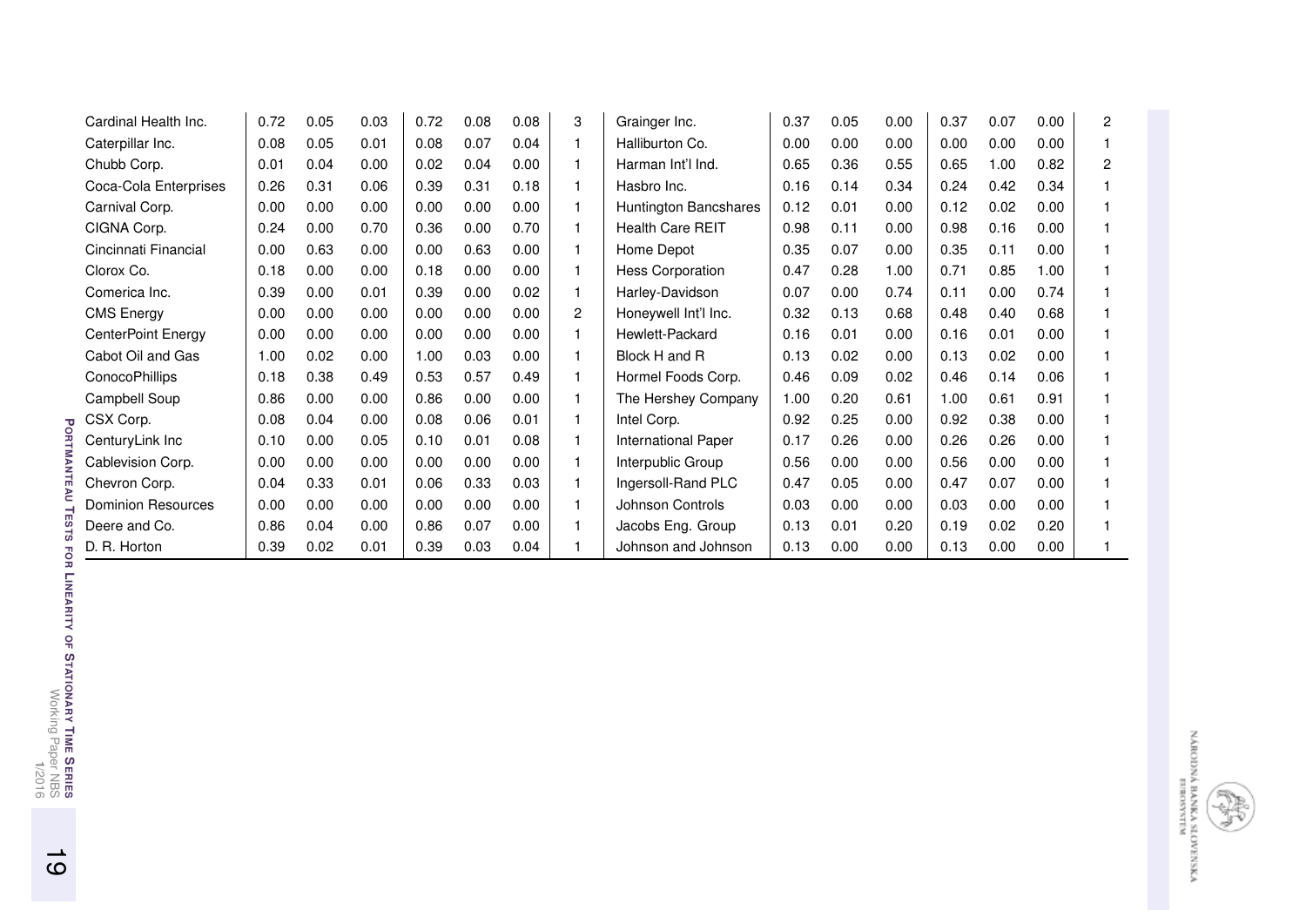| | | | | | | | | | | | | | | | | |
|---|---|---|---|---|---|---|---|---|---|---|---|---|---|---|---|---|
| Cardinal Health Inc. | 0.72 | 0.05 | 0.03 | 0.72 | 0.08 | 0.08 | 3 | Grainger Inc. | 0.37 | 0.05 | 0.00 | 0.37 | 0.07 | 0.00 | 2 |
| Caterpillar Inc. | 0.08 | 0.05 | 0.01 | 0.08 | 0.07 | 0.04 | 1 | Halliburton Co. | 0.00 | 0.00 | 0.00 | 0.00 | 0.00 | 0.00 | 1 |
| Chubb Corp. | 0.01 | 0.04 | 0.00 | 0.02 | 0.04 | 0.00 | 1 | Harman Int'l Ind. | 0.65 | 0.36 | 0.55 | 0.65 | 1.00 | 0.82 | 2 |
| Coca-Cola Enterprises | 0.26 | 0.31 | 0.06 | 0.39 | 0.31 | 0.18 | 1 | Hasbro Inc. | 0.16 | 0.14 | 0.34 | 0.24 | 0.42 | 0.34 | 1 |
| Carnival Corp. | 0.00 | 0.00 | 0.00 | 0.00 | 0.00 | 0.00 | 1 | Huntington Bancshares | 0.12 | 0.01 | 0.00 | 0.12 | 0.02 | 0.00 | 1 |
| CIGNA Corp. | 0.24 | 0.00 | 0.70 | 0.36 | 0.00 | 0.70 | 1 | Health Care REIT | 0.98 | 0.11 | 0.00 | 0.98 | 0.16 | 0.00 | 1 |
| Cincinnati Financial | 0.00 | 0.63 | 0.00 | 0.00 | 0.63 | 0.00 | 1 | Home Depot | 0.35 | 0.07 | 0.00 | 0.35 | 0.11 | 0.00 | 1 |
| Clorox Co. | 0.18 | 0.00 | 0.00 | 0.18 | 0.00 | 0.00 | 1 | Hess Corporation | 0.47 | 0.28 | 1.00 | 0.71 | 0.85 | 1.00 | 1 |
| Comerica Inc. | 0.39 | 0.00 | 0.01 | 0.39 | 0.00 | 0.02 | 1 | Harley-Davidson | 0.07 | 0.00 | 0.74 | 0.11 | 0.00 | 0.74 | 1 |
| CMS Energy | 0.00 | 0.00 | 0.00 | 0.00 | 0.00 | 0.00 | 2 | Honeywell Int'l Inc. | 0.32 | 0.13 | 0.68 | 0.48 | 0.40 | 0.68 | 1 |
| CenterPoint Energy | 0.00 | 0.00 | 0.00 | 0.00 | 0.00 | 0.00 | 1 | Hewlett-Packard | 0.16 | 0.01 | 0.00 | 0.16 | 0.01 | 0.00 | 1 |
| Cabot Oil and Gas | 1.00 | 0.02 | 0.00 | 1.00 | 0.03 | 0.00 | 1 | Block H and R | 0.13 | 0.02 | 0.00 | 0.13 | 0.02 | 0.00 | 1 |
| ConocoPhillips | 0.18 | 0.38 | 0.49 | 0.53 | 0.57 | 0.49 | 1 | Hormel Foods Corp. | 0.46 | 0.09 | 0.02 | 0.46 | 0.14 | 0.06 | 1 |
| Campbell Soup | 0.86 | 0.00 | 0.00 | 0.86 | 0.00 | 0.00 | 1 | The Hershey Company | 1.00 | 0.20 | 0.61 | 1.00 | 0.61 | 0.91 | 1 |
| CSX Corp. | 0.08 | 0.04 | 0.00 | 0.08 | 0.06 | 0.01 | 1 | Intel Corp. | 0.92 | 0.25 | 0.00 | 0.92 | 0.38 | 0.00 | 1 |
| CenturyLink Inc | 0.10 | 0.00 | 0.05 | 0.10 | 0.01 | 0.08 | 1 | International Paper | 0.17 | 0.26 | 0.00 | 0.26 | 0.26 | 0.00 | 1 |
| Cablevision Corp. | 0.00 | 0.00 | 0.00 | 0.00 | 0.00 | 0.00 | 1 | Interpublic Group | 0.56 | 0.00 | 0.00 | 0.56 | 0.00 | 0.00 | 1 |
| Chevron Corp. | 0.04 | 0.33 | 0.01 | 0.06 | 0.33 | 0.03 | 1 | Ingersoll-Rand PLC | 0.47 | 0.05 | 0.00 | 0.47 | 0.07 | 0.00 | 1 |
| Dominion Resources | 0.00 | 0.00 | 0.00 | 0.00 | 0.00 | 0.00 | 1 | Johnson Controls | 0.03 | 0.00 | 0.00 | 0.03 | 0.00 | 0.00 | 1 |
| Deere and Co. | 0.86 | 0.04 | 0.00 | 0.86 | 0.07 | 0.00 | 1 | Jacobs Eng. Group | 0.13 | 0.01 | 0.20 | 0.19 | 0.02 | 0.20 | 1 |
| D. R. Horton | 0.39 | 0.02 | 0.01 | 0.39 | 0.03 | 0.04 | 1 | Johnson and Johnson | 0.13 | 0.00 | 0.00 | 0.13 | 0.00 | 0.00 | 1 |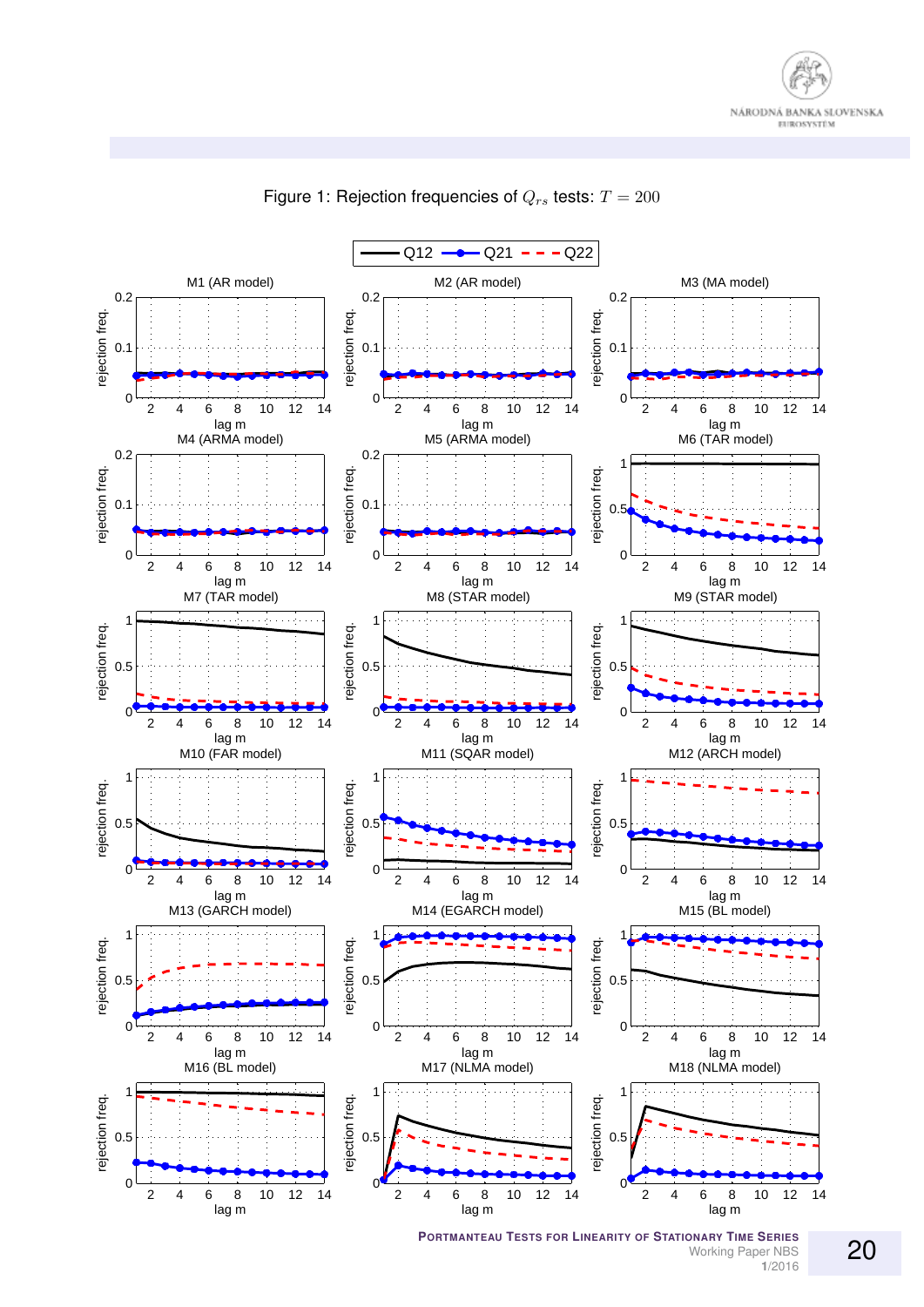Figure 1: Rejection frequencies of $Q_{rs}$ tests: $T = 200$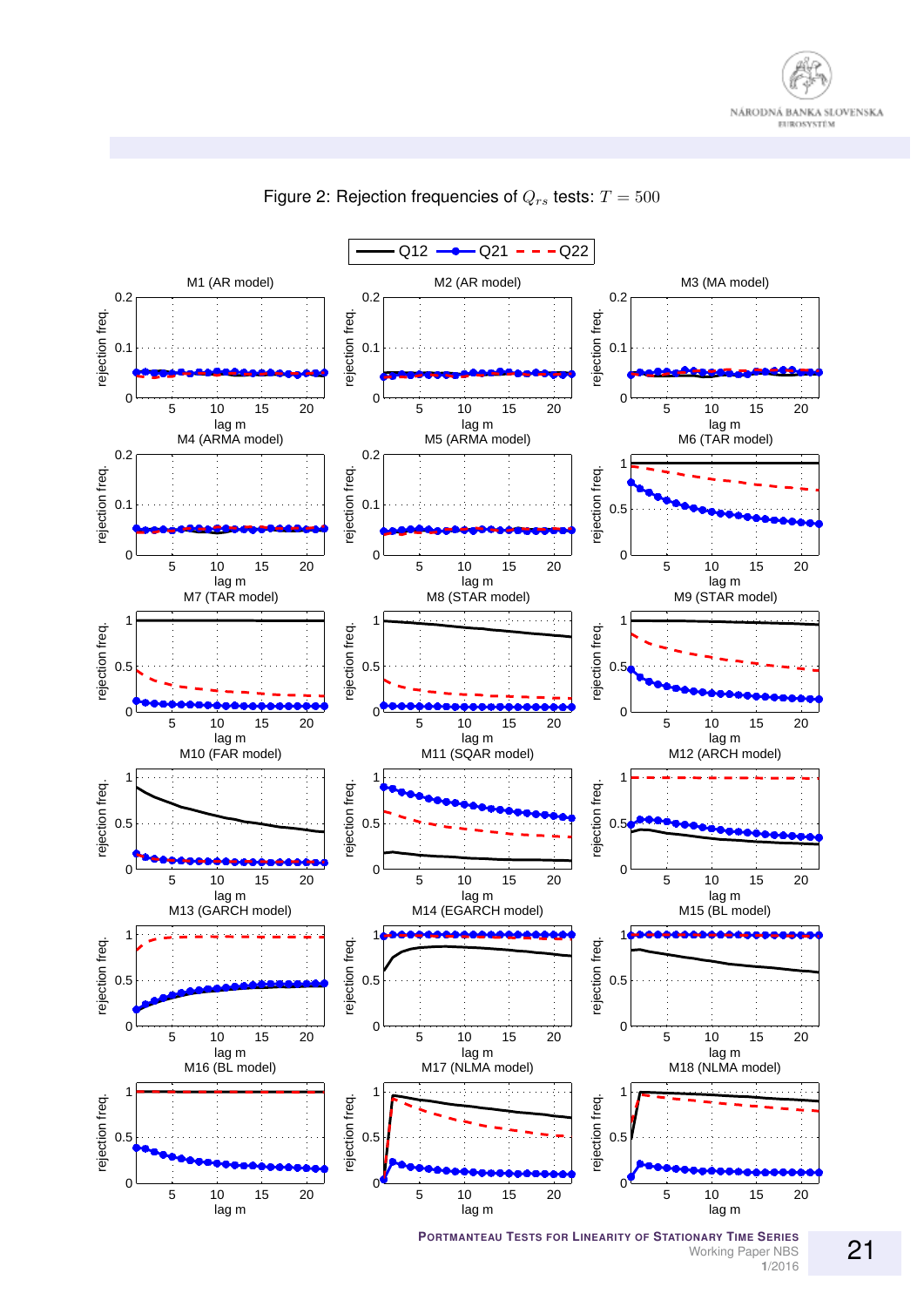Figure 2: Rejection frequencies of $Q_{rs}$ tests: $T = 500$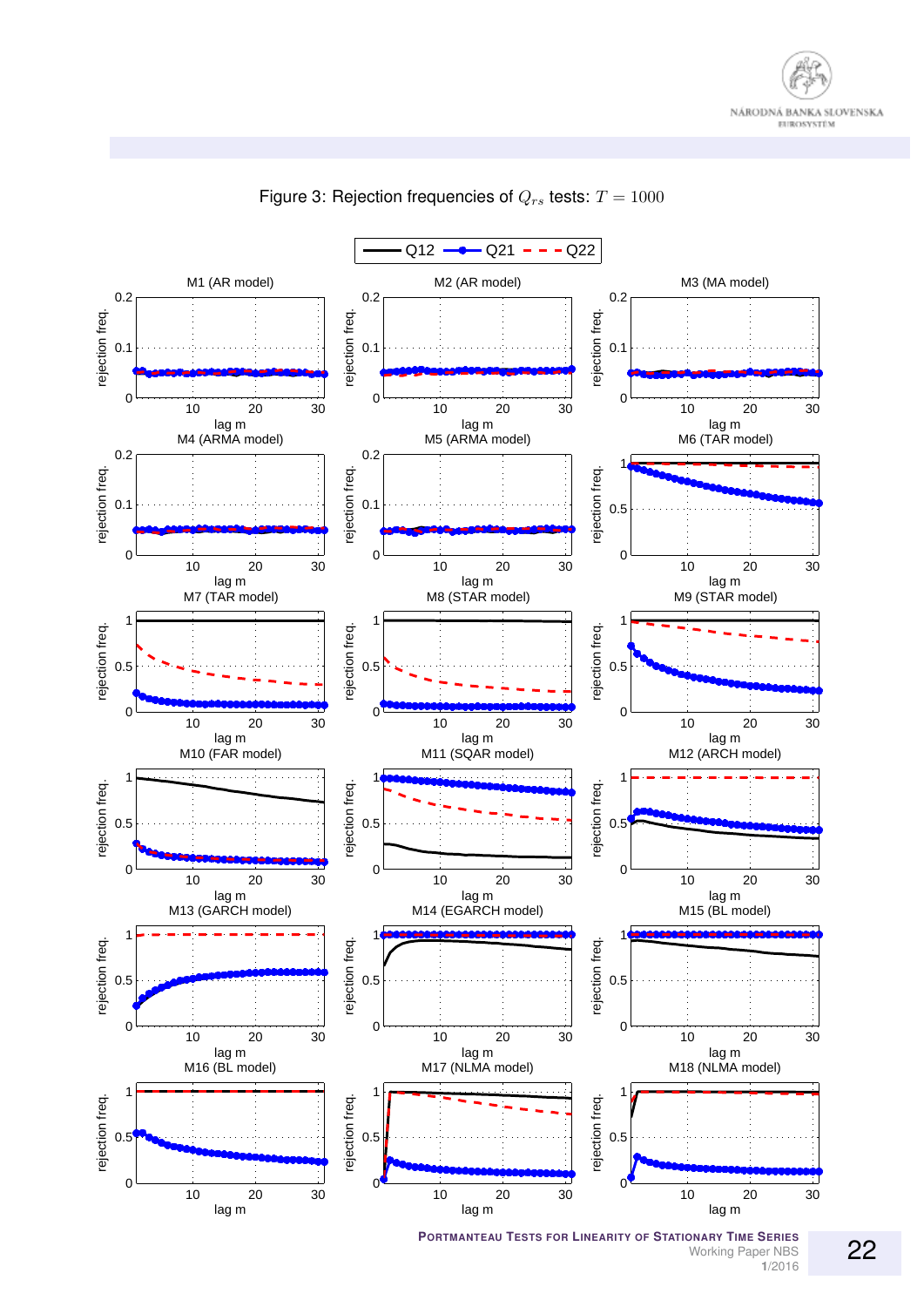Figure 3: Rejection frequencies of $Q_{rs}$ tests: $T = 1000$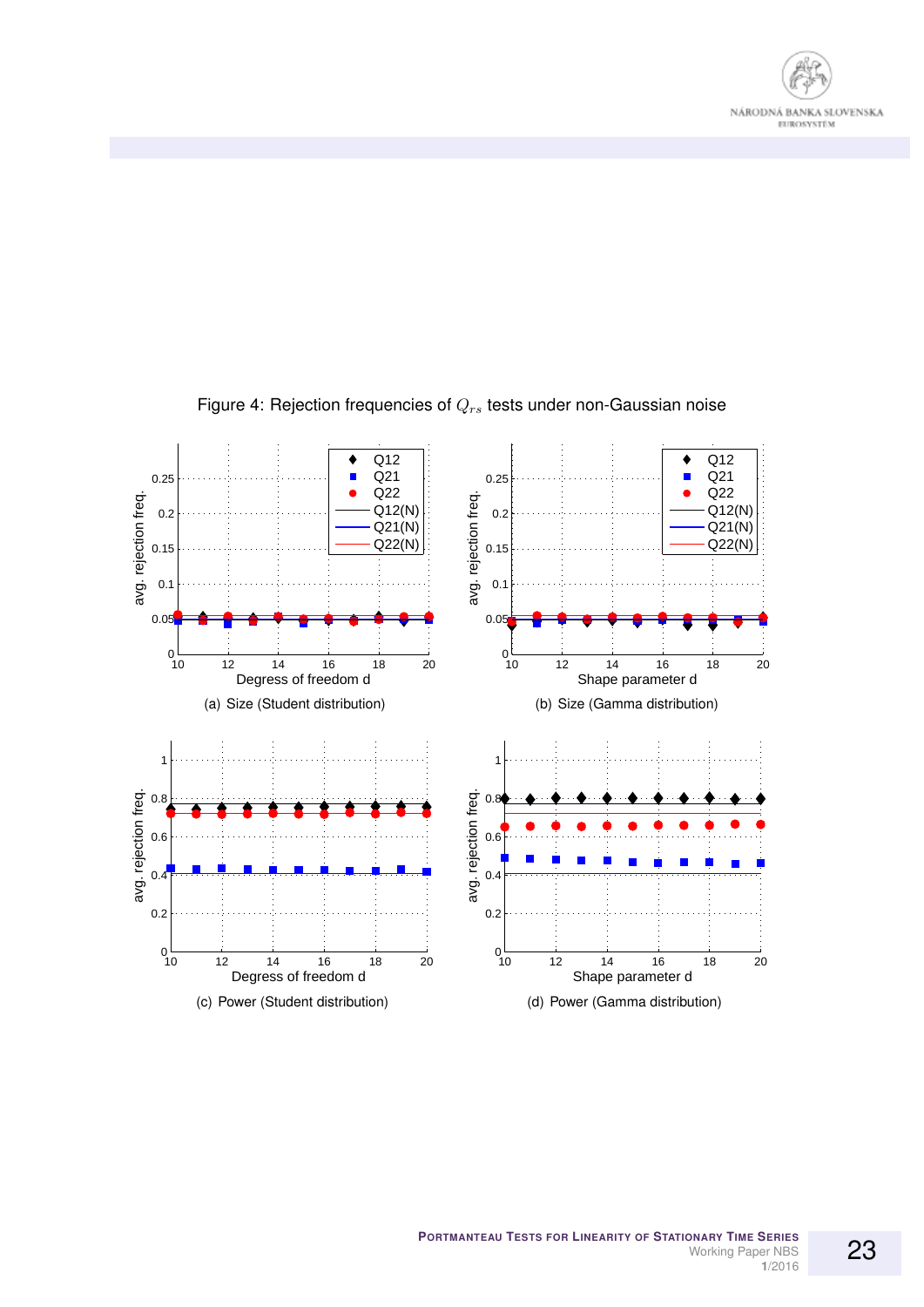Figure 4: Rejection frequencies of $Q_{rs}$ tests under non-Gaussian noise

(a) Size (Student distribution)

(b) Size (Gamma distribution)

(c) Power (Student distribution)

(d) Power (Gamma distribution)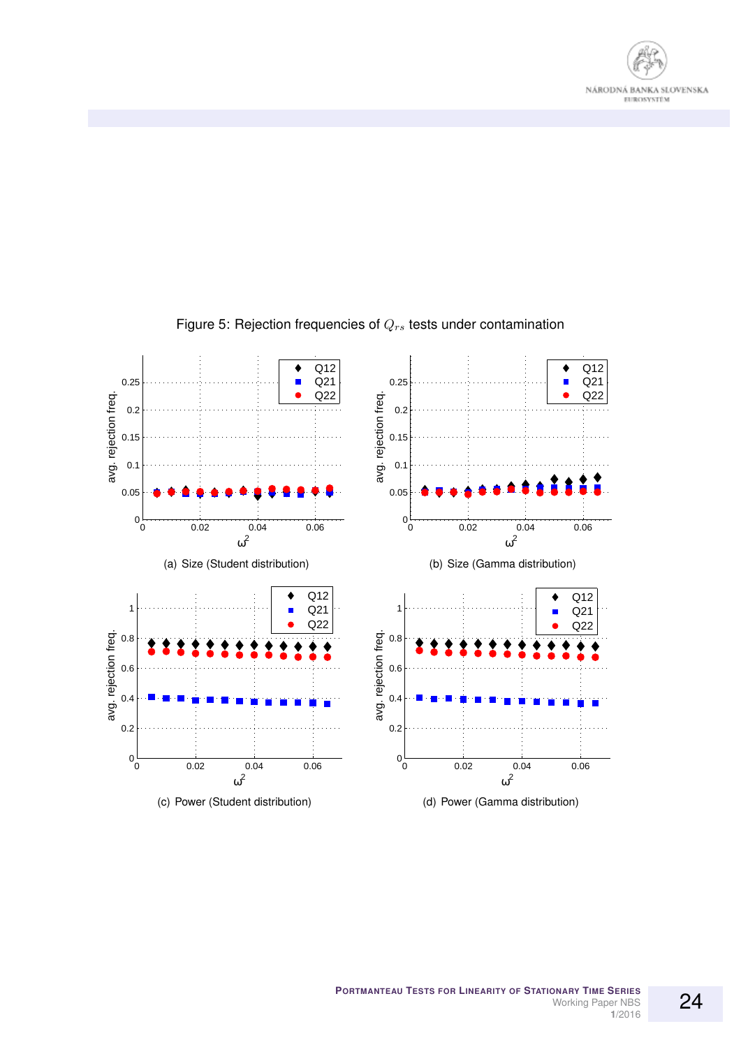Figure 5: Rejection frequencies of $Q_{rs}$ tests under contamination

avg. rejection freq.
0.25
0.2
0.15
0.1
0.05
0
0
0.02
0.04
0.06
$\omega^2$
Q12
Q21
Q22

(a) Size (Student distribution)

avg. rejection freq.
0.25
0.2
0.15
0.1
0.05
0
0
0.02
0.04
0.06
$\omega^2$
Q12
Q21
Q22

(b) Size (Gamma distribution)

avg. rejection freq.
1
0.8
0.6
0.4
0.2
0
0
0.02
0.04
0.06
$\omega^2$
Q12
Q21
Q22

(c) Power (Student distribution)

avg. rejection freq.
1
0.8
0.6
0.4
0.2
0
0
0.02
0.04
0.06
$\omega^2$
Q12
Q21
Q22

(d) Power (Gamma distribution)